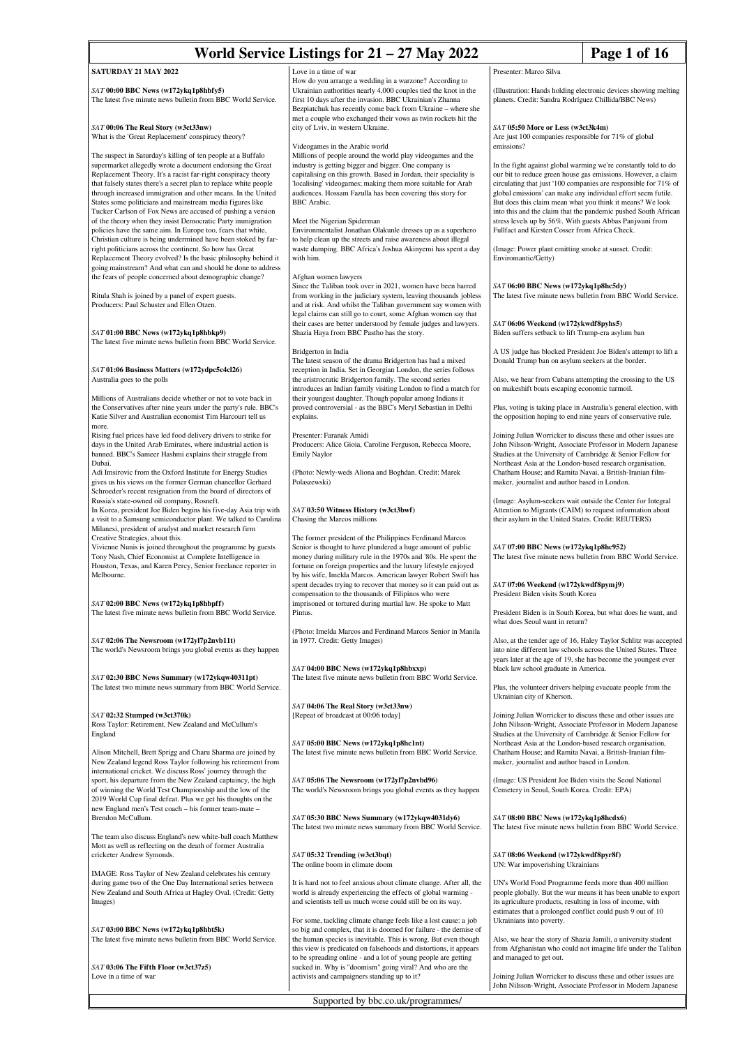# World Service Listings for 21 – 27 May 2022

## SATURDAY 21 MAY 2022

***SAT* 00:00 BBC News (w172ykq1p8hbfy5)**
The latest five minute news bulletin from BBC World Service.

***SAT* 00:06 The Real Story (w3ct33nw)**
What is the 'Great Replacement' conspiracy theory?

The suspect in Saturday's killing of ten people at a Buffalo supermarket allegedly wrote a document endorsing the Great Replacement Theory. It's a racist far-right conspiracy theory that falsely states there's a secret plan to replace white people through increased immigration and other means. In the United States some politicians and mainstream media figures like Tucker Carlson of Fox News are accused of pushing a version of the theory when they insist Democratic Party immigration policies have the same aim. In Europe too, fears that white, Christian culture is being undermined have been stoked by far-right politicians across the continent. So how has Great Replacement Theory evolved? Is the basic philosophy behind it going mainstream? And what can and should be done to address the fears of people concerned about demographic change?

Ritula Shah is joined by a panel of expert guests.
Producers: Paul Schuster and Ellen Otzen.

***SAT* 01:00 BBC News (w172ykq1p8hbkp9)**
The latest five minute news bulletin from BBC World Service.

***SAT* 01:06 Business Matters (w172ydpc5c4cl26)**
Australia goes to the polls

Millions of Australians decide whether or not to vote back in the Conservatives after nine years under the party's rule. BBC's Katie Silver and Australian economist Tim Harcourt tell us more.
Rising fuel prices have led food delivery drivers to strike for days in the United Arab Emirates, where industrial action is banned. BBC's Sameer Hashmi explains their struggle from Dubai.
Adi Imsirovic from the Oxford Institute for Energy Studies gives us his views on the former German chancellor Gerhard Schroeder's recent resignation from the board of directors of Russia's state-owned oil company, Rosneft.
In Korea, president Joe Biden begins his five-day Asia trip with a visit to a Samsung semiconductor plant. We talked to Carolina Milanesi, president of analyst and market research firm Creative Strategies, about this.
Vivienne Nunis is joined throughout the programme by guests Tony Nash, Chief Economist at Complete Intelligence in Houston, Texas, and Karen Percy, Senior freelance reporter in Melbourne.

***SAT* 02:00 BBC News (w172ykq1p8hbpff)**
The latest five minute news bulletin from BBC World Service.

***SAT* 02:06 The Newsroom (w172yl7p2nvb11t)**
The world's Newsroom brings you global events as they happen

***SAT* 02:30 BBC News Summary (w172ykqw40311pt)**
The latest two minute news summary from BBC World Service.

***SAT* 02:32 Stumped (w3ct370k)**
Ross Taylor: Retirement, New Zealand and McCullum's England

Alison Mitchell, Brett Sprigg and Charu Sharma are joined by New Zealand legend Ross Taylor following his retirement from international cricket. We discuss Ross' journey through the sport, his departure from the New Zealand captaincy, the high of winning the World Test Championship and the low of the 2019 World Cup final defeat. Plus we get his thoughts on the new England men's Test coach – his former team-mate – Brendon McCullum.

The team also discuss England's new white-ball coach Matthew Mott as well as reflecting on the death of former Australia cricketer Andrew Symonds.

IMAGE: Ross Taylor of New Zealand celebrates his century during game two of the One Day International series between New Zealand and South Africa at Hagley Oval. (Credit: Getty Images)

***SAT* 03:00 BBC News (w172ykq1p8hbt5k)**
The latest five minute news bulletin from BBC World Service.

***SAT* 03:06 The Fifth Floor (w3ct37z5)**
Love in a time of war

Love in a time of war
How do you arrange a wedding in a warzone? According to Ukrainian authorities nearly 4,000 couples tied the knot in the first 10 days after the invasion. BBC Ukrainian's Zhanna Bezpiatchuk has recently come back from Ukraine – where she met a couple who exchanged their vows as twin rockets hit the city of Lviv, in western Ukraine.

Videogames in the Arabic world
Millions of people around the world play videogames and the industry is getting bigger and bigger. One company is capitalising on this growth. Based in Jordan, their speciality is 'localising' videogames; making them more suitable for Arab audiences. Hossam Fazulla has been covering this story for BBC Arabic.

Meet the Nigerian Spiderman
Environmentalist Jonathan Olakunle dresses up as a superhero to help clean up the streets and raise awareness about illegal waste dumping. BBC Africa's Joshua Akinyemi has spent a day with him.

Afghan women lawyers
Since the Taliban took over in 2021, women have been barred from working in the judiciary system, leaving thousands jobless and at risk. And whilst the Taliban government say women with legal claims can still go to court, some Afghan women say that their cases are better understood by female judges and lawyers. Shazia Haya from BBC Pashto has the story.

Bridgerton in India
The latest season of the drama Bridgerton has had a mixed reception in India. Set in Georgian London, the series follows the aristocratic Bridgerton family. The second series introduces an Indian family visiting London to find a match for their youngest daughter. Though popular among Indians it proved controversial - as the BBC's Meryl Sebastian in Delhi explains.

Presenter: Faranak Amidi
Producers: Alice Gioia, Caroline Ferguson, Rebecca Moore, Emily Naylor

(Photo: Newly-weds Aliona and Boghdan. Credit: Marek Polaszewski)

***SAT* 03:50 Witness History (w3ct3bwf)**
Chasing the Marcos millions

The former president of the Philippines Ferdinand Marcos Senior is thought to have plundered a huge amount of public money during military rule in the 1970s and '80s. He spent the fortune on foreign properties and the luxury lifestyle enjoyed by his wife, Imelda Marcos. American lawyer Robert Swift has spent decades trying to recover that money so it can paid out as compensation to the thousands of Filipinos who were imprisoned or tortured during martial law. He spoke to Matt Pintus.

(Photo: Imelda Marcos and Ferdinand Marcos Senior in Manila in 1977. Credit: Getty Images)

***SAT* 04:00 BBC News (w172ykq1p8hbxxp)**
The latest five minute news bulletin from BBC World Service.

***SAT* 04:06 The Real Story (w3ct33nw)**
[Repeat of broadcast at 00:06 today]

***SAT* 05:00 BBC News (w172ykq1p8hc1nt)**
The latest five minute news bulletin from BBC World Service.

***SAT* 05:06 The Newsroom (w172yl7p2nvbd96)**
The world's Newsroom brings you global events as they happen

***SAT* 05:30 BBC News Summary (w172ykqw4031dy6)**
The latest two minute news summary from BBC World Service.

***SAT* 05:32 Trending (w3ct3bqt)**
The online boom in climate doom

It is hard not to feel anxious about climate change. After all, the world is already experiencing the effects of global warming - and scientists tell us much worse could still be on its way.

For some, tackling climate change feels like a lost cause: a job so big and complex, that it is doomed for failure - the demise of the human species is inevitable. This is wrong. But even though this view is predicated on falsehoods and distortions, it appears to be spreading online - and a lot of young people are getting sucked in. Why is "doomism" going viral? And who are the activists and campaigners standing up to it?

Presenter: Marco Silva

(Illustration: Hands holding electronic devices showing melting planets. Credit: Sandra Rodríguez Chillida/BBC News)

***SAT* 05:50 More or Less (w3ct3k4m)**
Are just 100 companies responsible for 71% of global emissions?

In the fight against global warming we're constantly told to do our bit to reduce green house gas emissions. However, a claim circulating that just '100 companies are responsible for 71% of global emissions' can make any individual effort seem futile. But does this claim mean what you think it means? We look into this and the claim that the pandemic pushed South African stress levels up by 56%. With guests Abbas Panjwani from Fullfact and Kirsten Cosser from Africa Check.

(Image: Power plant emitting smoke at sunset. Credit: Enviromantic/Getty)

***SAT* 06:00 BBC News (w172ykq1p8hc5dy)**
The latest five minute news bulletin from BBC World Service.

***SAT* 06:06 Weekend (w172ykwdf8pyhs5)**
Biden suffers setback to lift Trump-era asylum ban

A US judge has blocked President Joe Biden's attempt to lift a Donald Trump ban on asylum seekers at the border.

Also, we hear from Cubans attempting the crossing to the US on makeshift boats escaping economic turmoil.

Plus, voting is taking place in Australia's general election, with the opposition hoping to end nine years of conservative rule.

Joining Julian Worricker to discuss these and other issues are John Nilsson-Wright, Associate Professor in Modern Japanese Studies at the University of Cambridge & Senior Fellow for Northeast Asia at the London-based research organisation, Chatham House; and Ramita Navai, a British-Iranian film-maker, journalist and author based in London.

(Image: Asylum-seekers wait outside the Center for Integral Attention to Migrants (CAIM) to request information about their asylum in the United States. Credit: REUTERS)

***SAT* 07:00 BBC News (w172ykq1p8hc952)**
The latest five minute news bulletin from BBC World Service.

***SAT* 07:06 Weekend (w172ykwdf8pymj9)**
President Biden visits South Korea

President Biden is in South Korea, but what does he want, and what does Seoul want in return?

Also, at the tender age of 16, Haley Taylor Schlitz was accepted into nine different law schools across the United States. Three years later at the age of 19, she has become the youngest ever black law school graduate in America.

Plus, the volunteer drivers helping evacuate people from the Ukrainian city of Kherson.

Joining Julian Worricker to discuss these and other issues are John Nilsson-Wright, Associate Professor in Modern Japanese Studies at the University of Cambridge & Senior Fellow for Northeast Asia at the London-based research organisation, Chatham House; and Ramita Navai, a British-Iranian film-maker, journalist and author based in London.

(Image: US President Joe Biden visits the Seoul National Cemetery in Seoul, South Korea. Credit: EPA)

***SAT* 08:00 BBC News (w172ykq1p8hcdx6)**
The latest five minute news bulletin from BBC World Service.

***SAT* 08:06 Weekend (w172ykwdf8pyr8f)**
UN: War impoverishing Ukrainians

UN's World Food Programme feeds more than 400 million people globally. But the war means it has been unable to export its agriculture products, resulting in loss of income, with estimates that a prolonged conflict could push 9 out of 10 Ukrainians into poverty.

Also, we hear the story of Shazia Jamili, a university student from Afghanistan who could not imagine life under the Taliban and managed to get out.

Joining Julian Worricker to discuss these and other issues are John Nilsson-Wright, Associate Professor in Modern Japanese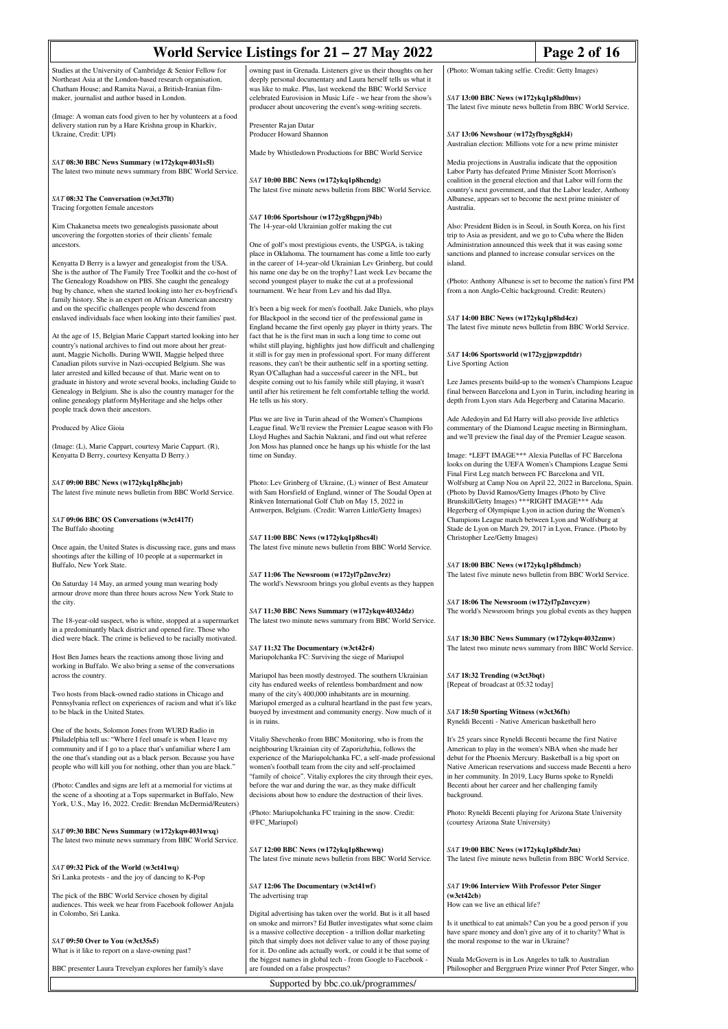Studies at the University of Cambridge & Senior Fellow for Northeast Asia at the London-based research organisation, Chatham House; and Ramita Navai, a British-Iranian film-maker, journalist and author based in London.

(Image: A woman eats food given to her by volunteers at a food delivery station run by a Hare Krishna group in Kharkiv, Ukraine, Credit: UPI)

*SAT* **08:30 BBC News Summary (w172ykqw4031s5l)**
The latest two minute news summary from BBC World Service.

*SAT* **08:32 The Conversation (w3ct37lt)**
Tracing forgotten female ancestors

Kim Chakanetsa meets two genealogists passionate about uncovering the forgotten stories of their clients' female ancestors.

Kenyatta D Berry is a lawyer and genealogist from the USA. She is the author of The Family Tree Toolkit and the co-host of The Genealogy Roadshow on PBS. She caught the genealogy bug by chance, when she started looking into her ex-boyfriend's family history. She is an expert on African American ancestry and on the specific challenges people who descend from enslaved individuals face when looking into their families' past.

At the age of 15, Belgian Marie Cappart started looking into her country's national archives to find out more about her great-aunt, Maggie Nicholls. During WWII, Maggie helped three Canadian pilots survive in Nazi-occupied Belgium. She was later arrested and killed because of that. Marie went on to graduate in history and wrote several books, including Guide to Genealogy in Belgium. She is also the country manager for the online genealogy platform MyHeritage and she helps other people track down their ancestors.

Produced by Alice Gioia

(Image: (L), Marie Cappart, courtesy Marie Cappart. (R), Kenyatta D Berry, courtesy Kenyatta D Berry.)

*SAT* **09:00 BBC News (w172ykqlp8hcjnb)**
The latest five minute news bulletin from BBC World Service.

*SAT* **09:06 BBC OS Conversations (w3ct417f)**
The Buffalo shooting

Once again, the United States is discussing race, guns and mass shootings after the killing of 10 people at a supermarket in Buffalo, New York State.

On Saturday 14 May, an armed young man wearing body armour drove more than three hours across New York State to the city.

The 18-year-old suspect, who is white, stopped at a supermarket in a predominantly black district and opened fire. Those who died were black. The crime is believed to be racially motivated.

Host Ben James hears the reactions among those living and working in Buffalo. We also bring a sense of the conversations across the country.

Two hosts from black-owned radio stations in Chicago and Pennsylvania reflect on experiences of racism and what it's like to be black in the United States.

One of the hosts, Solomon Jones from WURD Radio in Philadelphia tell us: "Where I feel unsafe is when I leave my community and if I go to a place that's unfamiliar where I am the one that's standing out as a black person. Because you have people who will kill you for nothing, other than you are black."

(Photo: Candles and signs are left at a memorial for victims at the scene of a shooting at a Tops supermarket in Buffalo, New York, U.S., May 16, 2022. Credit: Brendan McDermid/Reuters)

*SAT* **09:30 BBC News Summary (w172ykqw4031wxq)**
The latest two minute news summary from BBC World Service.

*SAT* **09:32 Pick of the World (w3ct41wq)**
Sri Lanka protests - and the joy of dancing to K-Pop

The pick of the BBC World Service chosen by digital audiences. This week we hear from Facebook follower Anjula in Colombo, Sri Lanka.

*SAT* **09:50 Over to You (w3ct35s5)**
What is it like to report on a slave-owning past?

BBC presenter Laura Trevelyan explores her family's slave owning past in Grenada. Listeners give us their thoughts on her deeply personal documentary and Laura herself tells us what it was like to make. Plus, last weekend the BBC World Service celebrated Eurovision in Music Life - we hear from the show's producer about uncovering the event's song-writing secrets.

Presenter Rajan Datar
Producer Howard Shannon

Made by Whistledown Productions for BBC World Service

*SAT* **10:00 BBC News (w172ykqlp8hcndg)**
The latest five minute news bulletin from BBC World Service.

*SAT* **10:06 Sportshour (w172yg8hgpnj94b)**
The 14-year-old Ukrainian golfer making the cut

One of golf's most prestigious events, the USPGA, is taking place in Oklahoma. The tournament has come a little too early in the career of 14-year-old Ukrainian Lev Grinberg, but could his name one day be on the trophy? Last week Lev became the second youngest player to make the cut at a professional tournament. We hear from Lev and his dad Illya.

It's been a big week for men's football. Jake Daniels, who plays for Blackpool in the second tier of the professional game in England became the first openly gay player in thirty years. The fact that he is the first man in such a long time to come out whilst still playing, highlights just how difficult and challenging it still is for gay men in professional sport. For many different reasons, they can't be their authentic self in a sporting setting. Ryan O'Callaghan had a successful career in the NFL, but despite coming out to his family while still playing, it wasn't until after his retirement he felt comfortable telling the world. He tells us his story.

Plus we are live in Turin ahead of the Women's Champions League final. We'll review the Premier League season with Flo Lloyd Hughes and Sachin Nakrani, and find out what referee Jon Moss has planned once he hangs up his whistle for the last time on Sunday.

Photo: Lev Grinberg of Ukraine, (L) winner of Best Amateur with Sam Horsfield of England, winner of The Soudal Open at Rinkven International Golf Club on May 15, 2022 in Antwerpen, Belgium. (Credit: Warren Little/Getty Images)

*SAT* **11:00 BBC News (w172ykqlp8hcs4l)**
The latest five minute news bulletin from BBC World Service.

*SAT* **11:06 The Newsroom (w172yl7p2nvc3rz)**
The world's Newsroom brings you global events as they happen

*SAT* **11:30 BBC News Summary (w172ykqw40324dz)**
The latest two minute news summary from BBC World Service.

*SAT* **11:32 The Documentary (w3ct42r4)**
Mariupolchanka FC: Surviving the siege of Mariupol

Mariupol has been mostly destroyed. The southern Ukrainian city has endured weeks of relentless bombardment and now many of the city's 400,000 inhabitants are in mourning. Mariupol emerged as a cultural heartland in the past few years, buoyed by investment and community energy. Now much of it is in ruins.

Vitaliy Shevchenko from BBC Monitoring, who is from the neighbouring Ukrainian city of Zaporizhzhia, follows the experience of the Mariupolchanka FC, a self-made professional women's football team from the city and self-proclaimed "family of choice". Vitaliy explores the city through their eyes, before the war and during the war, as they make difficult decisions about how to endure the destruction of their lives.

(Photo: Mariupolchanka FC training in the snow. Credit: @FC_Mariupol)

*SAT* **12:00 BBC News (w172ykqlp8hcwwq)**
The latest five minute news bulletin from BBC World Service.

*SAT* **12:06 The Documentary (w3ct41wf)**
The advertising trap

Digital advertising has taken over the world. But is it all based on smoke and mirrors? Ed Butler investigates what some claim is a massive collective deception - a trillion dollar marketing pitch that simply does not deliver value to any of those paying for it. Do online ads actually work, or could it be that some of the biggest names in global tech - from Google to Facebook - are founded on a false prospectus?

(Photo: Woman taking selfie. Credit: Getty Images)

*SAT* **13:00 BBC News (w172ykqlp8hd0mv)**
The latest five minute news bulletin from BBC World Service.

*SAT* **13:06 Newshour (w172yfbysg8gkl4)**
Australian election: Millions vote for a new prime minister

Media projections in Australia indicate that the opposition Labor Party has defeated Prime Minister Scott Morrison's coalition in the general election and that Labor will form the country's next government, and that the Labor leader, Anthony Albanese, appears set to become the next prime minister of Australia.

Also: President Biden is in Seoul, in South Korea, on his first trip to Asia as president, and we go to Cuba where the Biden Administration announced this week that it was easing some sanctions and planned to increase consular services on the island.

(Photo: Anthony Albanese is set to become the nation's first PM from a non Anglo-Celtic background. Credit: Reuters)

*SAT* **14:00 BBC News (w172ykqlp8hd4cz)**
The latest five minute news bulletin from BBC World Service.

*SAT* **14:06 Sportsworld (w172ygjpwzpdtdr)**
Live Sporting Action

Lee James presents build-up to the women's Champions League final between Barcelona and Lyon in Turin, including hearing in depth from Lyon stars Ada Hegerberg and Catarina Macario.

Ade Adedoyin and Ed Harry will also provide live athletics commentary of the Diamond League meeting in Birmingham, and we'll preview the final day of the Premier League season.

Image: *LEFT IMAGE*** Alexia Putellas of FC Barcelona looks on during the UEFA Women's Champions League Semi Final First Leg match between FC Barcelona and VfL Wolfsburg at Camp Nou on April 22, 2022 in Barcelona, Spain. (Photo by David Ramos/Getty Images (Photo by Clive Brunskill/Getty Images) ***RIGHT IMAGE*** Ada Hegerberg of Olympique Lyon in action during the Women's Champions League match between Lyon and Wolfsburg at Stade de Lyon on March 29, 2017 in Lyon, France. (Photo by Christopher Lee/Getty Images)

*SAT* **18:00 BBC News (w172ykqlp8hdmch)**
The latest five minute news bulletin from BBC World Service.

*SAT* **18:06 The Newsroom (w172yl7p2nvcyzw)**
The world's Newsroom brings you global events as they happen

*SAT* **18:30 BBC News Summary (w172ykqw4032zmw)**
The latest two minute news summary from BBC World Service.

*SAT* **18:32 Trending (w3ct3bqt)**
[Repeat of broadcast at 05:32 today]

*SAT* **18:50 Sporting Witness (w3ct36fh)**
Ryneldi Becenti - Native American basketball hero

It's 25 years since Ryneldi Becenti became the first Native American to play in the women's NBA when she made her debut for the Phoenix Mercury. Basketball is a big sport on Native American reservations and success made Becenti a hero in her community. In 2019, Lucy Burns spoke to Ryneldi Becenti about her career and her challenging family background.

Photo: Ryneldi Becenti playing for Arizona State University (courtesy Arizona State University)

*SAT* **19:00 BBC News (w172ykqlp8hdr3m)**
The latest five minute news bulletin from BBC World Service.

*SAT* **19:06 Interview With Professor Peter Singer (w3ct42cb)**
How can we live an ethical life?

Is it unethical to eat animals? Can you be a good person if you have spare money and don't give any of it to charity? What is the moral response to the war in Ukraine?

Nuala McGovern is in Los Angeles to talk to Australian Philosopher and Berggruen Prize winner Prof Peter Singer, who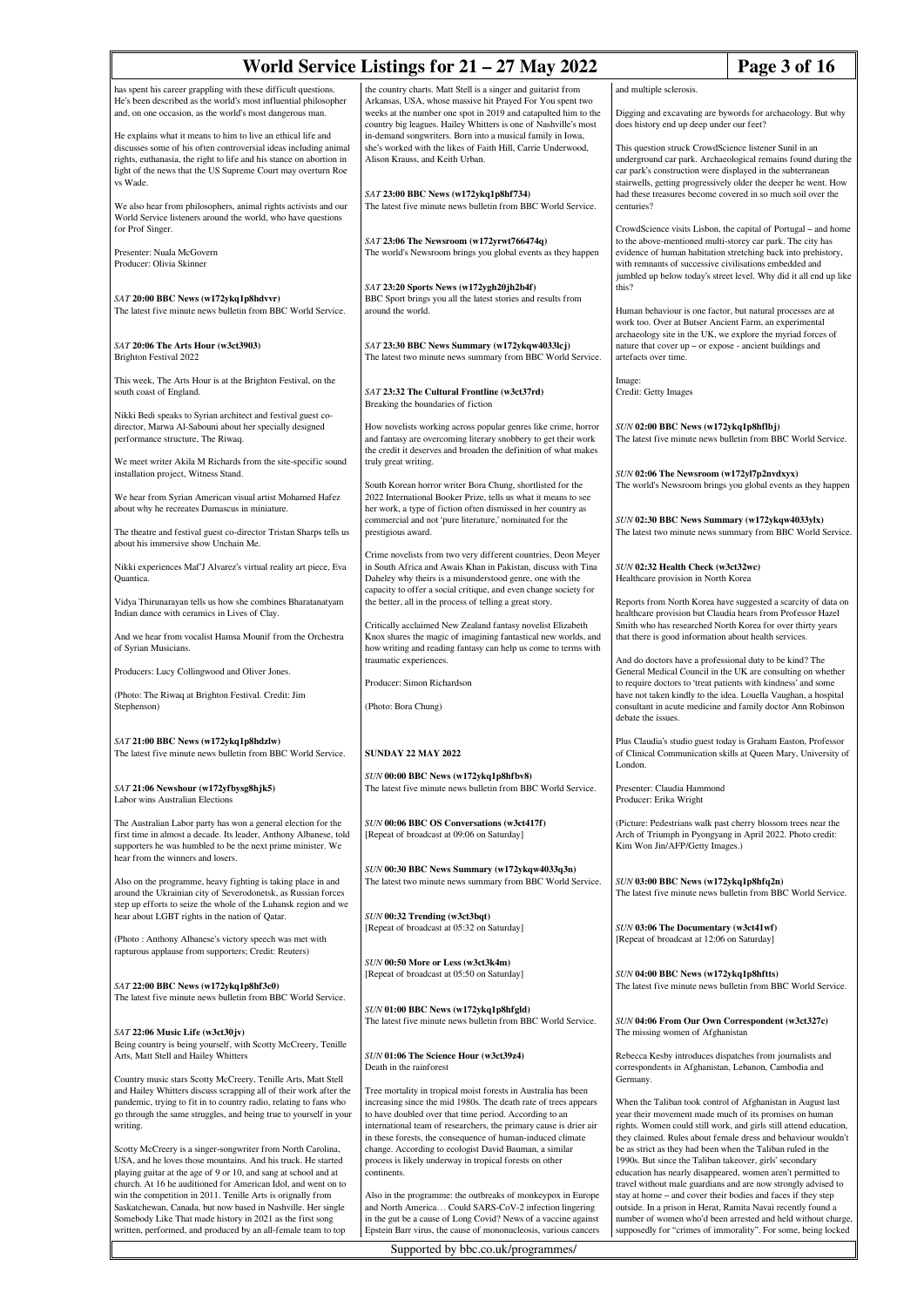has spent his career grappling with these difficult questions. He's been described as the world's most influential philosopher and, on one occasion, as the world's most dangerous man.

He explains what it means to him to live an ethical life and discusses some of his often controversial ideas including animal rights, euthanasia, the right to life and his stance on abortion in light of the news that the US Supreme Court may overturn Roe vs Wade.

We also hear from philosophers, animal rights activists and our World Service listeners around the world, who have questions for Prof Singer.

Presenter: Nuala McGovern
Producer: Olivia Skinner

*SAT* **20:00 BBC News (w172ykq1p8hdvvr)**
The latest five minute news bulletin from BBC World Service.

*SAT* **20:06 The Arts Hour (w3ct3903)**
Brighton Festival 2022

This week, The Arts Hour is at the Brighton Festival, on the south coast of England.

Nikki Bedi speaks to Syrian architect and festival guest co-director, Marwa Al-Sabouni about her specially designed performance structure, The Riwaq.

We meet writer Akila M Richards from the site-specific sound installation project, Witness Stand.

We hear from Syrian American visual artist Mohamed Hafez about why he recreates Damascus in miniature.

The theatre and festival guest co-director Tristan Sharps tells us about his immersive show Unchain Me.

Nikki experiences Maf'J Alvarez's virtual reality art piece, Eva Quantica.

Vidya Thirunarayan tells us how she combines Bharatanatyam Indian dance with ceramics in Lives of Clay.

And we hear from vocalist Hamsa Mounif from the Orchestra of Syrian Musicians.

Producers: Lucy Collingwood and Oliver Jones.

(Photo: The Riwaq at Brighton Festival. Credit: Jim Stephenson)

*SAT* **21:00 BBC News (w172ykq1p8hdzlw)**
The latest five minute news bulletin from BBC World Service.

*SAT* **21:06 Newshour (w172yfbysg8hjk5)**
Labor wins Australian Elections

The Australian Labor party has won a general election for the first time in almost a decade. Its leader, Anthony Albanese, told supporters he was humbled to be the next prime minister. We hear from the winners and losers.

Also on the programme, heavy fighting is taking place in and around the Ukrainian city of Severodonetsk, as Russian forces step up efforts to seize the whole of the Luhansk region and we hear about LGBT rights in the nation of Qatar.

(Photo : Anthony Albanese's victory speech was met with rapturous applause from supporters; Credit: Reuters)

*SAT* **22:00 BBC News (w172ykq1p8hf3c0)**
The latest five minute news bulletin from BBC World Service.

*SAT* **22:06 Music Life (w3ct30jv)**
Being country is being yourself, with Scotty McCreery, Tenille Arts, Matt Stell and Hailey Whitters

Country music stars Scotty McCreery, Tenille Arts, Matt Stell and Hailey Whitters discuss scrapping all of their work after the pandemic, trying to fit in to country radio, relating to fans who go through the same struggles, and being true to yourself in your writing.

Scotty McCreery is a singer-songwriter from North Carolina, USA, and he loves those mountains. And his truck. He started playing guitar at the age of 9 or 10, and sang at school and at church. At 16 he auditioned for American Idol, and went on to win the competition in 2011. Tenille Arts is orignally from Saskatchewan, Canada, but now based in Nashville. Her single Somebody Like That made history in 2021 as the first song written, performed, and produced by an all-female team to top the country charts. Matt Stell is a singer and guitarist from Arkansas, USA, whose massive hit Prayed For You spent two weeks at the number one spot in 2019 and catapulted him to the country big leagues. Hailey Whitters is one of Nashville's most in-demand songwriters. Born into a musical family in Iowa, she's worked with the likes of Faith Hill, Carrie Underwood, Alison Krauss, and Keith Urban.

*SAT* **23:00 BBC News (w172ykq1p8hf734)**
The latest five minute news bulletin from BBC World Service.

*SAT* **23:06 The Newsroom (w172yrwt766474q)**
The world's Newsroom brings you global events as they happen

*SAT* **23:20 Sports News (w172ygh20jh2b4f)**
BBC Sport brings you all the latest stories and results from around the world.

*SAT* **23:30 BBC News Summary (w172ykqw4033lcj)**
The latest two minute news summary from BBC World Service.

*SAT* **23:32 The Cultural Frontline (w3ct37rd)**
Breaking the boundaries of fiction

How novelists working across popular genres like crime, horror and fantasy are overcoming literary snobbery to get their work the credit it deserves and broaden the definition of what makes truly great writing.

South Korean horror writer Bora Chung, shortlisted for the 2022 International Booker Prize, tells us what it means to see her work, a type of fiction often dismissed in her country as commercial and not 'pure literature,' nominated for the prestigious award.

Crime novelists from two very different countries, Deon Meyer in South Africa and Awais Khan in Pakistan, discuss with Tina Daheley why theirs is a misunderstood genre, one with the capacity to offer a social critique, and even change society for the better, all in the process of telling a great story.

Critically acclaimed New Zealand fantasy novelist Elizabeth Knox shares the magic of imagining fantastical new worlds, and how writing and reading fantasy can help us come to terms with traumatic experiences.

Producer: Simon Richardson

(Photo: Bora Chung)

## SUNDAY 22 MAY 2022

*SUN* **00:00 BBC News (w172ykq1p8hfbv8)**
The latest five minute news bulletin from BBC World Service.

*SUN* **00:06 BBC OS Conversations (w3ct417f)**
[Repeat of broadcast at 09:06 on Saturday]

*SUN* **00:30 BBC News Summary (w172ykqw4033q3n)**
The latest two minute news summary from BBC World Service.

*SUN* **00:32 Trending (w3ct3bqt)**
[Repeat of broadcast at 05:32 on Saturday]

*SUN* **00:50 More or Less (w3ct3k4m)**
[Repeat of broadcast at 05:50 on Saturday]

*SUN* **01:00 BBC News (w172ykq1p8hfgld)**
The latest five minute news bulletin from BBC World Service.

*SUN* **01:06 The Science Hour (w3ct39z4)**
Death in the rainforest

Tree mortality in tropical moist forests in Australia has been increasing since the mid 1980s. The death rate of trees appears to have doubled over that time period. According to an international team of researchers, the primary cause is drier air in these forests, the consequence of human-induced climate change. According to ecologist David Bauman, a similar process is likely underway in tropical forests on other continents.

Also in the programme: the outbreaks of monkeypox in Europe and North America… Could SARS-CoV-2 infection lingering in the gut be a cause of Long Covid? News of a vaccine against Epstein Barr virus, the cause of mononucleosis, various cancers and multiple sclerosis.

Digging and excavating are bywords for archaeology. But why does history end up deep under our feet?

This question struck CrowdScience listener Sunil in an underground car park. Archaeological remains found during the car park's construction were displayed in the subterranean stairwells, getting progressively older the deeper he went. How had these treasures become covered in so much soil over the centuries?

CrowdScience visits Lisbon, the capital of Portugal – and home to the above-mentioned multi-storey car park. The city has evidence of human habitation stretching back into prehistory, with remnants of successive civilisations embedded and jumbled up below today's street level. Why did it all end up like this?

Human behaviour is one factor, but natural processes are at work too. Over at Butser Ancient Farm, an experimental archaeology site in the UK, we explore the myriad forces of nature that cover up – or expose - ancient buildings and artefacts over time.

Image:
Credit: Getty Images

*SUN* **02:00 BBC News (w172ykq1p8hflbj)**
The latest five minute news bulletin from BBC World Service.

*SUN* **02:06 The Newsroom (w172yl7p2nvdxyx)**
The world's Newsroom brings you global events as they happen

*SUN* **02:30 BBC News Summary (w172ykqw4033ylx)**
The latest two minute news summary from BBC World Service.

*SUN* **02:32 Health Check (w3ct32wc)**
Healthcare provision in North Korea

Reports from North Korea have suggested a scarcity of data on healthcare provision but Claudia hears from Professor Hazel Smith who has researched North Korea for over thirty years that there is good information about health services.

And do doctors have a professional duty to be kind? The General Medical Council in the UK are consulting on whether to require doctors to 'treat patients with kindness' and some have not taken kindly to the idea. Louella Vaughan, a hospital consultant in acute medicine and family doctor Ann Robinson debate the issues.

Plus Claudia's studio guest today is Graham Easton, Professor of Clinical Communication skills at Queen Mary, University of London.

Presenter: Claudia Hammond
Producer: Erika Wright

(Picture: Pedestrians walk past cherry blossom trees near the Arch of Triumph in Pyongyang in April 2022. Photo credit: Kim Won Jin/AFP/Getty Images.)

*SUN* **03:00 BBC News (w172ykq1p8hfq2n)**
The latest five minute news bulletin from BBC World Service.

*SUN* **03:06 The Documentary (w3ct41wf)**
[Repeat of broadcast at 12:06 on Saturday]

*SUN* **04:00 BBC News (w172ykq1p8hftts)**
The latest five minute news bulletin from BBC World Service.

*SUN* **04:06 From Our Own Correspondent (w3ct327c)**
The missing women of Afghanistan

Rebecca Kesby introduces dispatches from journalists and correspondents in Afghanistan, Lebanon, Cambodia and Germany.

When the Taliban took control of Afghanistan in August last year their movement made much of its promises on human rights. Women could still work, and girls still attend education, they claimed. Rules about female dress and behaviour wouldn't be as strict as they had been when the Taliban ruled in the 1990s. But since the Taliban takeover, girls' secondary education has nearly disappeared, women aren't permitted to travel without male guardians and are now strongly advised to stay at home – and cover their bodies and faces if they step outside. In a prison in Herat, Ramita Navai recently found a number of women who'd been arrested and held without charge, supposedly for "crimes of immorality". For some, being locked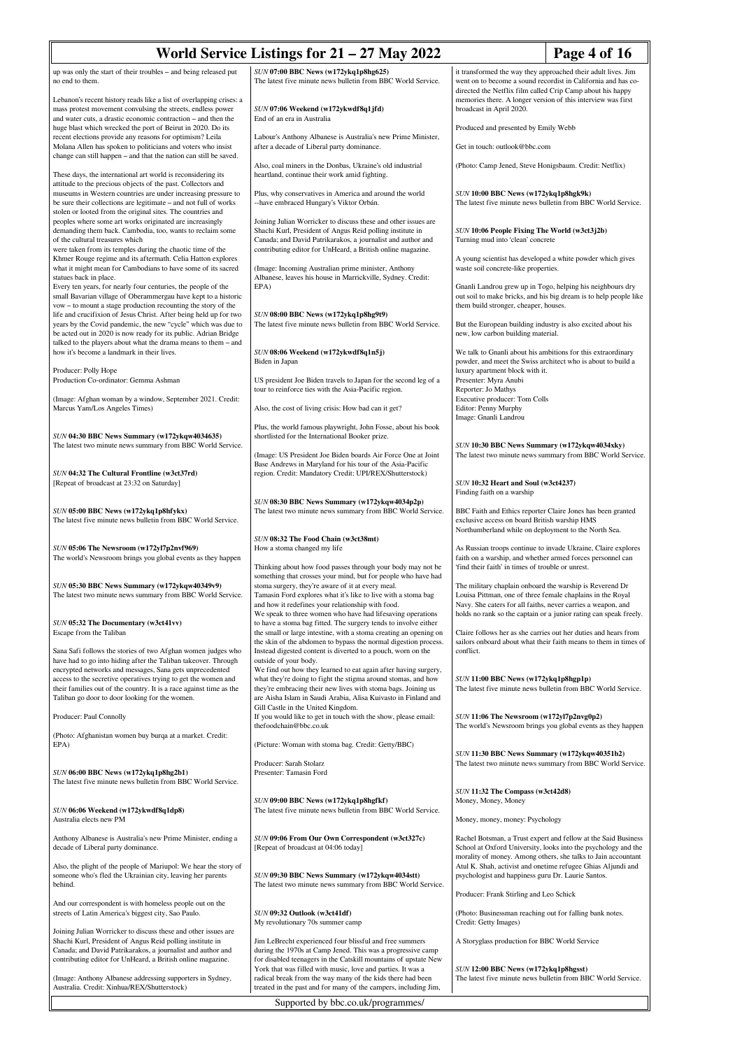up was only the start of their troubles – and being released put no end to them.

Lebanon's recent history reads like a list of overlapping crises: a mass protest movement convulsing the streets, endless power and water cuts, a drastic economic contraction – and then the huge blast which wrecked the port of Beirut in 2020. Do its recent elections provide any reasons for optimism? Leila Molana Allen has spoken to politicians and voters who insist change can still happen – and that the nation can still be saved.

These days, the international art world is reconsidering its attitude to the precious objects of the past. Collectors and museums in Western countries are under increasing pressure to be sure their collections are legitimate – and not full of works stolen or looted from the original sites. The countries and peoples where some art works originated are increasingly demanding them back. Cambodia, too, wants to reclaim some of the cultural treasures which were taken from its temples during the chaotic time of the Khmer Rouge regime and its aftermath. Celia Hatton explores what it might mean for Cambodians to have some of its sacred statues back in place.
Every ten years, for nearly four centuries, the people of the small Bavarian village of Oberammergau have kept to a historic vow – to mount a stage production recounting the story of the life and crucifixion of Jesus Christ. After being held up for two years by the Covid pandemic, the new "cycle" which was due to be acted out in 2020 is now ready for its public. Adrian Bridge talked to the players about what the drama means to them – and how it's become a landmark in their lives.

Producer: Polly Hope
Production Co-ordinator: Gemma Ashman

(Image: Afghan woman by a window, September 2021. Credit: Marcus Yam/Los Angeles Times)

*SUN* **04:30 BBC News Summary (w172ykqw4034635)**
The latest two minute news summary from BBC World Service.

*SUN* **04:32 The Cultural Frontline (w3ct37rd)**
[Repeat of broadcast at 23:32 on Saturday]

*SUN* **05:00 BBC News (w172ykq1p8hfykx)**
The latest five minute news bulletin from BBC World Service.

*SUN* **05:06 The Newsroom (w172yl7p2nvf969)**
The world's Newsroom brings you global events as they happen

*SUN* **05:30 BBC News Summary (w172ykqw40349v9)**
The latest two minute news summary from BBC World Service.

*SUN* **05:32 The Documentary (w3ct41vv)**
Escape from the Taliban

Sana Safi follows the stories of two Afghan women judges who have had to go into hiding after the Taliban takeover. Through encrypted networks and messages, Sana gets unprecedented access to the secretive operatives trying to get the women and their families out of the country. It is a race against time as the Taliban go door to door looking for the women.

Producer: Paul Connolly

(Photo: Afghanistan women buy burqa at a market. Credit: EPA)

*SUN* **06:00 BBC News (w172ykq1p8hg2b1)**
The latest five minute news bulletin from BBC World Service.

*SUN* **06:06 Weekend (w172ykwdf8q1dp8)**
Australia elects new PM

Anthony Albanese is Australia's new Prime Minister, ending a decade of Liberal party dominance.

Also, the plight of the people of Mariupol: We hear the story of someone who's fled the Ukrainian city, leaving her parents behind.

And our correspondent is with homeless people out on the streets of Latin America's biggest city, Sao Paulo.

Joining Julian Worricker to discuss these and other issues are Shachi Kurl, President of Angus Reid polling institute in Canada; and David Patrikarakos, a journalist and author and contributing editor for UnHeard, a British online magazine.

(Image: Anthony Albanese addressing supporters in Sydney, Australia. Credit: Xinhua/REX/Shutterstock)

*SUN* **07:00 BBC News (w172ykq1p8hg625)**
The latest five minute news bulletin from BBC World Service.

*SUN* **07:06 Weekend (w172ykwdf8q1jfd)**
End of an era in Australia

Labour's Anthony Albanese is Australia's new Prime Minister, after a decade of Liberal party dominance.

Also, coal miners in the Donbas, Ukraine's old industrial heartland, continue their work amid fighting.

Plus, why conservatives in America and around the world --have embraced Hungary's Viktor Orbán.

Joining Julian Worricker to discuss these and other issues are Shachi Kurl, President of Angus Reid polling institute in Canada; and David Patrikarakos, a journalist and author and contributing editor for UnHeard, a British online magazine.

(Image: Incoming Australian prime minister, Anthony Albanese, leaves his house in Marrickville, Sydney. Credit: EPA)

*SUN* **08:00 BBC News (w172ykq1p8hg9t9)**
The latest five minute news bulletin from BBC World Service.

*SUN* **08:06 Weekend (w172ykwdf8q1n5j)**
Biden in Japan

US president Joe Biden travels to Japan for the second leg of a tour to reinforce ties with the Asia-Pacific region.

Also, the cost of living crisis: How bad can it get?

Plus, the world famous playwright, John Fosse, about his book shortlisted for the International Booker prize.

(Image: US President Joe Biden boards Air Force One at Joint Base Andrews in Maryland for his tour of the Asia-Pacific region. Credit: Mandatory Credit: UPI/REX/Shutterstock)

*SUN* **08:30 BBC News Summary (w172ykqw4034p2p)**
The latest two minute news summary from BBC World Service.

*SUN* **08:32 The Food Chain (w3ct38mt)**
How a stoma changed my life

Thinking about how food passes through your body may not be something that crosses your mind, but for people who have had stoma surgery, they're aware of it every meal.
Tamasin Ford explores what it's like to live with a stoma bag and how it redefines your relationship with food.
We speak to three women who have had lifesaving operations to have a stoma bag fitted. The surgery tends to involve either the small or large intestine, with a stoma creating an opening on the skin of the abdomen to bypass the normal digestion process. Instead digested content is diverted to a pouch, worn on the outside of your body.
We find out how they learned to eat again after having surgery, what they're doing to fight the stigma around stomas, and how they're embracing their new lives with stoma bags. Joining us are Aisha Islam in Saudi Arabia, Alisa Kuivasto in Finland and Gill Castle in the United Kingdom.
If you would like to get in touch with the show, please email: thefoodchain@bbc.co.uk

(Picture: Woman with stoma bag. Credit: Getty/BBC)

Producer: Sarah Stolarz
Presenter: Tamasin Ford

*SUN* **09:00 BBC News (w172ykq1p8hgfkf)**
The latest five minute news bulletin from BBC World Service.

*SUN* **09:06 From Our Own Correspondent (w3ct327c)**
[Repeat of broadcast at 04:06 today]

*SUN* **09:30 BBC News Summary (w172ykqw4034stt)**
The latest two minute news summary from BBC World Service.

*SUN* **09:32 Outlook (w3ct41df)**
My revolutionary 70s summer camp

Jim LeBrecht experienced four blissful and free summers during the 1970s at Camp Jened. This was a progressive camp for disabled teenagers in the Catskill mountains of upstate New York that was filled with music, love and parties. It was a radical break from the way many of the kids there had been treated in the past and for many of the campers, including Jim, it transformed the way they approached their adult lives. Jim went on to become a sound recordist in California and has co-directed the Netflix film called Crip Camp about his happy memories there. A longer version of this interview was first broadcast in April 2020.

Produced and presented by Emily Webb

Get in touch: outlook@bbc.com

(Photo: Camp Jened, Steve Honigsbaum. Credit: Netflix)

*SUN* **10:00 BBC News (w172ykq1p8hgk9k)**
The latest five minute news bulletin from BBC World Service.

*SUN* **10:06 People Fixing The World (w3ct3j2b)**
Turning mud into 'clean' concrete

A young scientist has developed a white powder which gives waste soil concrete-like properties.

Gnanli Landrou grew up in Togo, helping his neighbours dry out soil to make bricks, and his big dream is to help people like them build stronger, cheaper, houses.

But the European building industry is also excited about his new, low carbon building material.

We talk to Gnanli about his ambitions for this extraordinary powder, and meet the Swiss architect who is about to build a luxury apartment block with it.
Presenter: Myra Anubi
Reporter: Jo Mathys
Executive producer: Tom Colls
Editor: Penny Murphy
Image: Gnanli Landrou

*SUN* **10:30 BBC News Summary (w172ykqw4034xky)**
The latest two minute news summary from BBC World Service.

*SUN* **10:32 Heart and Soul (w3ct4237)**
Finding faith on a warship

BBC Faith and Ethics reporter Claire Jones has been granted exclusive access on board British warship HMS Northumberland while on deployment to the North Sea.

As Russian troops continue to invade Ukraine, Claire explores faith on a warship, and whether armed forces personnel can 'find their faith' in times of trouble or unrest.

The military chaplain onboard the warship is Reverend Dr Louisa Pittman, one of three female chaplains in the Royal Navy. She caters for all faiths, never carries a weapon, and holds no rank so the captain or a junior rating can speak freely.

Claire follows her as she carries out her duties and hears from sailors onboard about what their faith means to them in times of conflict.

*SUN* **11:00 BBC News (w172ykq1p8hgp1p)**
The latest five minute news bulletin from BBC World Service.

*SUN* **11:06 The Newsroom (w172yl7p2nvg0p2)**
The world's Newsroom brings you global events as they happen

*SUN* **11:30 BBC News Summary (w172ykqw40351b2)**
The latest two minute news summary from BBC World Service.

*SUN* **11:32 The Compass (w3ct42d8)**
Money, Money, Money

Money, money, money: Psychology

Rachel Botsman, a Trust expert and fellow at the Said Business School at Oxford University, looks into the psychology and the morality of money. Among others, she talks to Jain accountant Atul K. Shah, activist and onetime refugee Ghias Aljundi and psychologist and happiness guru Dr. Laurie Santos.

Producer: Frank Stirling and Leo Schick

(Photo: Businessman reaching out for falling bank notes. Credit: Getty Images)

A Storyglass production for BBC World Service

*SUN* **12:00 BBC News (w172ykq1p8hgsst)**
The latest five minute news bulletin from BBC World Service.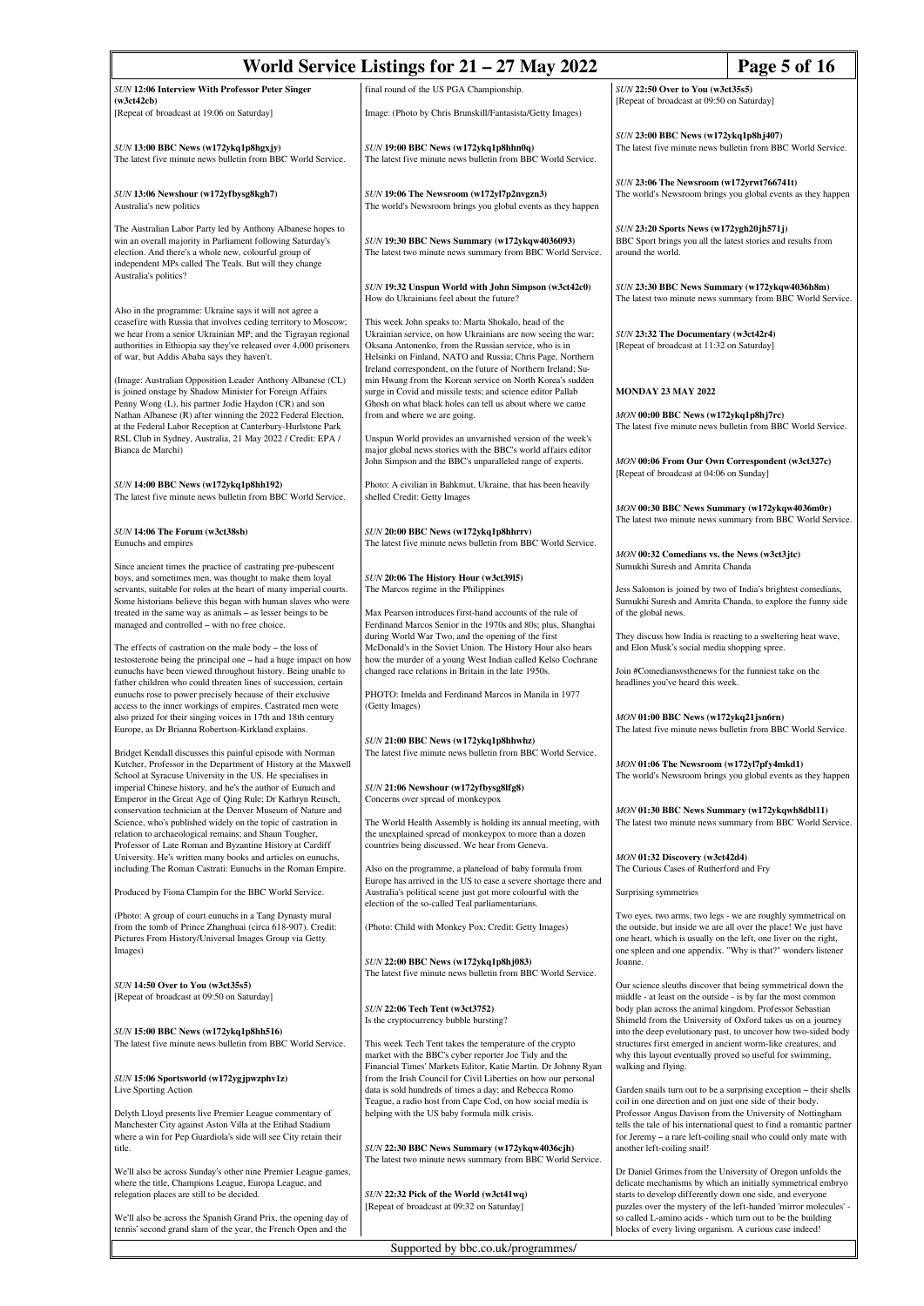*SUN* **12:06 Interview With Professor Peter Singer (w3ct42cb)**
[Repeat of broadcast at 19:06 on Saturday]

*SUN* **13:00 BBC News (w172ykq1p8hgxjy)**
The latest five minute news bulletin from BBC World Service.

*SUN* **13:06 Newshour (w172yfbysg8kgh7)**
Australia's new politics

The Australian Labor Party led by Anthony Albanese hopes to win an overall majority in Parliament following Saturday's election. And there's a whole new, colourful group of independent MPs called The Teals. But will they change Australia's politics?

Also in the programme: Ukraine says it will not agree a ceasefire with Russia that involves ceding territory to Moscow; we hear from a senior Ukrainian MP; and the Tigrayan regional authorities in Ethiopia say they've released over 4,000 prisoners of war, but Addis Ababa says they haven't.

(Image: Australian Opposition Leader Anthony Albanese (CL) is joined onstage by Shadow Minister for Foreign Affairs Penny Wong (L), his partner Jodie Haydon (CR) and son Nathan Albanese (R) after winning the 2022 Federal Election, at the Federal Labor Reception at Canterbury-Hurlstone Park RSL Club in Sydney, Australia, 21 May 2022 / Credit: EPA / Bianca de Marchi)

*SUN* **14:00 BBC News (w172ykq1p8hh192)**
The latest five minute news bulletin from BBC World Service.

*SUN* **14:06 The Forum (w3ct38sb)**
Eunuchs and empires

Since ancient times the practice of castrating pre-pubescent boys, and sometimes men, was thought to make them loyal servants, suitable for roles at the heart of many imperial courts. Some historians believe this began with human slaves who were treated in the same way as animals – as lesser beings to be managed and controlled – with no free choice.

The effects of castration on the male body – the loss of testosterone being the principal one – had a huge impact on how eunuchs have been viewed throughout history. Being unable to father children who could threaten lines of succession, certain eunuchs rose to power precisely because of their exclusive access to the inner workings of empires. Castrated men were also prized for their singing voices in 17th and 18th century Europe, as Dr Brianna Robertson-Kirkland explains.

Bridget Kendall discusses this painful episode with Norman Kutcher, Professor in the Department of History at the Maxwell School at Syracuse University in the US. He specialises in imperial Chinese history, and he's the author of Eunuch and Emperor in the Great Age of Qing Rule; Dr Kathryn Reusch, conservation technician at the Denver Museum of Nature and Science, who's published widely on the topic of castration in relation to archaeological remains; and Shaun Tougher, Professor of Late Roman and Byzantine History at Cardiff University. He's written many books and articles on eunuchs, including The Roman Castrati: Eunuchs in the Roman Empire.

Produced by Fiona Clampin for the BBC World Service.

(Photo: A group of court eunuchs in a Tang Dynasty mural from the tomb of Prince Zhanghuai (circa 618-907). Credit: Pictures From History/Universal Images Group via Getty Images)

*SUN* **14:50 Over to You (w3ct35s5)**
[Repeat of broadcast at 09:50 on Saturday]

*SUN* **15:00 BBC News (w172ykq1p8hh516)**
The latest five minute news bulletin from BBC World Service.

*SUN* **15:06 Sportsworld (w172ygjpwzphv1z)**
Live Sporting Action

Delyth Lloyd presents live Premier League commentary of Manchester City against Aston Villa at the Etihad Stadium where a win for Pep Guardiola's side will see City retain their title.

We'll also be across Sunday's other nine Premier League games, where the title, Champions League, Europa League, and relegation places are still to be decided.

We'll also be across the Spanish Grand Prix, the opening day of tennis' second grand slam of the year, the French Open and the final round of the US PGA Championship.

Image: (Photo by Chris Brunskill/Fantasista/Getty Images)

*SUN* **19:00 BBC News (w172ykq1p8hhn0q)**
The latest five minute news bulletin from BBC World Service.

*SUN* **19:06 The Newsroom (w172yl7p2nvgzn3)**
The world's Newsroom brings you global events as they happen

*SUN* **19:30 BBC News Summary (w172ykqw4036093)**
The latest two minute news summary from BBC World Service.

*SUN* **19:32 Unspun World with John Simpson (w3ct42c0)**
How do Ukrainians feel about the future?

This week John speaks to: Marta Shokalo, head of the Ukrainian service, on how Ukrainians are now seeing the war; Oksana Antonenko, from the Russian service, who is in Helsinki on Finland, NATO and Russia; Chris Page, Northern Ireland correspondent, on the future of Northern Ireland; Su-min Hwang from the Korean service on North Korea's sudden surge in Covid and missile tests; and science editor Pallab Ghosh on what black holes can tell us about where we came from and where we are going.

Unspun World provides an unvarnished version of the week's major global news stories with the BBC's world affairs editor John Simpson and the BBC's unparalleled range of experts.

Photo: A civilian in Bahkmut, Ukraine, that has been heavily shelled Credit: Getty Images

*SUN* **20:00 BBC News (w172ykq1p8hhrrv)**
The latest five minute news bulletin from BBC World Service.

*SUN* **20:06 The History Hour (w3ct39l5)**
The Marcos regime in the Philippines

Max Pearson introduces first-hand accounts of the rule of Ferdinand Marcos Senior in the 1970s and 80s; plus, Shanghai during World War Two, and the opening of the first McDonald's in the Soviet Union. The History Hour also hears how the murder of a young West Indian called Kelso Cochrane changed race relations in Britain in the late 1950s.

PHOTO: Imelda and Ferdinand Marcos in Manila in 1977 (Getty Images)

*SUN* **21:00 BBC News (w172ykq1p8hhwhz)**
The latest five minute news bulletin from BBC World Service.

*SUN* **21:06 Newshour (w172yfbysg8lfg8)**
Concerns over spread of monkeypox

The World Health Assembly is holding its annual meeting, with the unexplained spread of monkeypox to more than a dozen countries being discussed. We hear from Geneva.

Also on the programme, a planeload of baby formula from Europe has arrived in the US to ease a severe shortage there and Australia's political scene just got more colourful with the election of the so-called Teal parliamentarians.

(Photo: Child with Monkey Pox; Credit: Getty Images)

*SUN* **22:00 BBC News (w172ykq1p8hj083)**
The latest five minute news bulletin from BBC World Service.

*SUN* **22:06 Tech Tent (w3ct3752)**
Is the cryptocurrency bubble bursting?

This week Tech Tent takes the temperature of the crypto market with the BBC's cyber reporter Joe Tidy and the Financial Times' Markets Editor, Katie Martin. Dr Johnny Ryan from the Irish Council for Civil Liberties on how our personal data is sold hundreds of times a day; and Rebecca Romo Teague, a radio host from Cape Cod, on how social media is helping with the US baby formula milk crisis.

*SUN* **22:30 BBC News Summary (w172ykqw4036cjh)**
The latest two minute news summary from BBC World Service.

*SUN* **22:32 Pick of the World (w3ct41wq)**
[Repeat of broadcast at 09:32 on Saturday]

*SUN* **22:50 Over to You (w3ct35s5)**
[Repeat of broadcast at 09:50 on Saturday]

*SUN* **23:00 BBC News (w172ykq1p8hj407)**
The latest five minute news bulletin from BBC World Service.

*SUN* **23:06 The Newsroom (w172yrwt766741t)**
The world's Newsroom brings you global events as they happen

*SUN* **23:20 Sports News (w172ygh20jh571j)**
BBC Sport brings you all the latest stories and results from around the world.

*SUN* **23:30 BBC News Summary (w172ykqw4036h8m)**
The latest two minute news summary from BBC World Service.

*SUN* **23:32 The Documentary (w3ct42r4)**
[Repeat of broadcast at 11:32 on Saturday]

## MONDAY 23 MAY 2022

*MON* **00:00 BBC News (w172ykq1p8hj7rc)**
The latest five minute news bulletin from BBC World Service.

*MON* **00:06 From Our Own Correspondent (w3ct327c)**
[Repeat of broadcast at 04:06 on Sunday]

*MON* **00:30 BBC News Summary (w172ykqw4036m0r)**
The latest two minute news summary from BBC World Service.

*MON* **00:32 Comedians vs. the News (w3ct3jtc)**
Sumukhi Suresh and Amrita Chanda

Jess Salomon is joined by two of India's brightest comedians, Sumukhi Suresh and Amrita Chanda, to explore the funny side of the global news.

They discuss how India is reacting to a sweltering heat wave, and Elon Musk's social media shopping spree.

Join #Comediansvsthenews for the funniest take on the headlines you've heard this week.

*MON* **01:00 BBC News (w172ykq21jsn6rn)**
The latest five minute news bulletin from BBC World Service.

*MON* **01:06 The Newsroom (w172yl7pfy4mkd1)**
The world's Newsroom brings you global events as they happen

*MON* **01:30 BBC News Summary (w172ykqwh8dbl11)**
The latest two minute news summary from BBC World Service.

*MON* **01:32 Discovery (w3ct42d4)**
The Curious Cases of Rutherford and Fry

Surprising symmetries

Two eyes, two arms, two legs - we are roughly symmetrical on the outside, but inside we are all over the place! We just have one heart, which is usually on the left, one liver on the right, one spleen and one appendix. "Why is that?" wonders listener Joanne.

Our science sleuths discover that being symmetrical down the middle - at least on the outside - is by far the most common body plan across the animal kingdom. Professor Sebastian Shimeld from the University of Oxford takes us on a journey into the deep evolutionary past, to uncover how two-sided body structures first emerged in ancient worm-like creatures, and why this layout eventually proved so useful for swimming, walking and flying.

Garden snails turn out to be a surprising exception – their shells coil in one direction and on just one side of their body. Professor Angus Davison from the University of Nottingham tells the tale of his international quest to find a romantic partner for Jeremy – a rare left-coiling snail who could only mate with another left-coiling snail!

Dr Daniel Grimes from the University of Oregon unfolds the delicate mechanisms by which an initially symmetrical embryo starts to develop differently down one side, and everyone puzzles over the mystery of the left-handed 'mirror molecules' - so called L-amino acids - which turn out to be the building blocks of every living organism. A curious case indeed!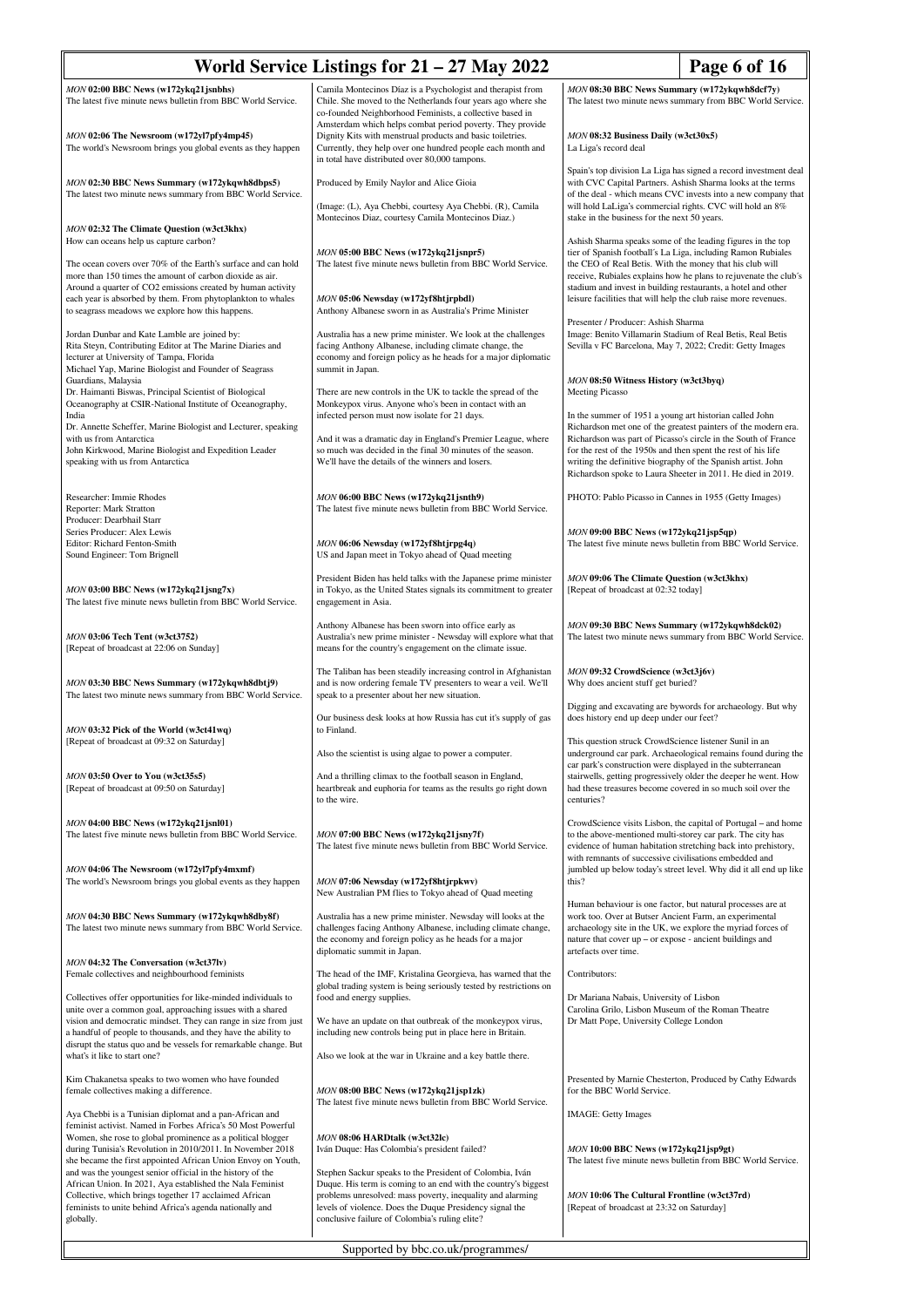*MON* **02:00 BBC News (w172ykq21jsnbhs)**
The latest five minute news bulletin from BBC World Service.

*MON* **02:06 The Newsroom (w172yl7pfy4mp45)**
The world's Newsroom brings you global events as they happen

*MON* **02:30 BBC News Summary (w172ykqwh8dbps5)**
The latest two minute news summary from BBC World Service.

*MON* **02:32 The Climate Question (w3ct3khx)**
How can oceans help us capture carbon?

The ocean covers over 70% of the Earth's surface and can hold more than 150 times the amount of carbon dioxide as air. Around a quarter of CO2 emissions created by human activity each year is absorbed by them. From phytoplankton to whales to seagrass meadows we explore how this happens.

Jordan Dunbar and Kate Lamble are joined by:
Rita Steyn, Contributing Editor at The Marine Diaries and lecturer at University of Tampa, Florida
Michael Yap, Marine Biologist and Founder of Seagrass Guardians, Malaysia
Dr. Haimanti Biswas, Principal Scientist of Biological Oceanography at CSIR-National Institute of Oceanography, India
Dr. Annette Scheffer, Marine Biologist and Lecturer, speaking with us from Antarctica
John Kirkwood, Marine Biologist and Expedition Leader speaking with us from Antarctica

Researcher: Immie Rhodes
Reporter: Mark Stratton
Producer: Dearbhail Starr
Series Producer: Alex Lewis
Editor: Richard Fenton-Smith
Sound Engineer: Tom Brignell

*MON* **03:00 BBC News (w172ykq21jsng7x)**
The latest five minute news bulletin from BBC World Service.

*MON* **03:06 Tech Tent (w3ct3752)**
[Repeat of broadcast at 22:06 on Sunday]

*MON* **03:30 BBC News Summary (w172ykqwh8dbtj9)**
The latest two minute news summary from BBC World Service.

*MON* **03:32 Pick of the World (w3ct41wq)**
[Repeat of broadcast at 09:32 on Saturday]

*MON* **03:50 Over to You (w3ct35s5)**
[Repeat of broadcast at 09:50 on Saturday]

*MON* **04:00 BBC News (w172ykq21jsnl01)**
The latest five minute news bulletin from BBC World Service.

*MON* **04:06 The Newsroom (w172yl7pfy4mxmf)**
The world's Newsroom brings you global events as they happen

*MON* **04:30 BBC News Summary (w172ykqwh8dby8f)**
The latest two minute news summary from BBC World Service.

*MON* **04:32 The Conversation (w3ct37lv)**
Female collectives and neighbourhood feminists

Collectives offer opportunities for like-minded individuals to unite over a common goal, approaching issues with a shared vision and democratic mindset. They can range in size from just a handful of people to thousands, and they have the ability to disrupt the status quo and be vessels for remarkable change. But what's it like to start one?

Kim Chakanetsa speaks to two women who have founded female collectives making a difference.

Aya Chebbi is a Tunisian diplomat and a pan-African and feminist activist. Named in Forbes Africa's 50 Most Powerful Women, she rose to global prominence as a political blogger during Tunisia's Revolution in 2010/2011. In November 2018 she became the first appointed African Union Envoy on Youth, and was the youngest senior official in the history of the African Union. In 2021, Aya established the Nala Feminist Collective, which brings together 17 acclaimed African feminists to unite behind Africa's agenda nationally and globally.

Camila Montecinos Díaz is a Psychologist and therapist from Chile. She moved to the Netherlands four years ago where she co-founded Neighborhood Feminists, a collective based in Amsterdam which helps combat period poverty. They provide Dignity Kits with menstrual products and basic toiletries. Currently, they help over one hundred people each month and in total have distributed over 80,000 tampons.

Produced by Emily Naylor and Alice Gioia

(Image: (L), Aya Chebbi, courtesy Aya Chebbi. (R), Camila Montecinos Diaz, courtesy Camila Montecinos Diaz.)

*MON* **05:00 BBC News (w172ykq21jsnpr5)**
The latest five minute news bulletin from BBC World Service.

*MON* **05:06 Newsday (w172yf8htjrpbdl)**
Anthony Albanese sworn in as Australia's Prime Minister

Australia has a new prime minister. We look at the challenges facing Anthony Albanese, including climate change, the economy and foreign policy as he heads for a major diplomatic summit in Japan.

There are new controls in the UK to tackle the spread of the Monkeypox virus. Anyone who's been in contact with an infected person must now isolate for 21 days.

And it was a dramatic day in England's Premier League, where so much was decided in the final 30 minutes of the season. We'll have the details of the winners and losers.

*MON* **06:00 BBC News (w172ykq21jsnth9)**
The latest five minute news bulletin from BBC World Service.

*MON* **06:06 Newsday (w172yf8htjrpg4q)**
US and Japan meet in Tokyo ahead of Quad meeting

President Biden has held talks with the Japanese prime minister in Tokyo, as the United States signals its commitment to greater engagement in Asia.

Anthony Albanese has been sworn into office early as Australia's new prime minister - Newsday will explore what that means for the country's engagement on the climate issue.

The Taliban has been steadily increasing control in Afghanistan and is now ordering female TV presenters to wear a veil. We'll speak to a presenter about her new situation.

Our business desk looks at how Russia has cut it's supply of gas to Finland.

Also the scientist is using algae to power a computer.

And a thrilling climax to the football season in England, heartbreak and euphoria for teams as the results go right down to the wire.

*MON* **07:00 BBC News (w172ykq21jsny7f)**
The latest five minute news bulletin from BBC World Service.

*MON* **07:06 Newsday (w172yf8htjrpkwv)**
New Australian PM flies to Tokyo ahead of Quad meeting

Australia has a new prime minister. Newsday will looks at the challenges facing Anthony Albanese, including climate change, the economy and foreign policy as he heads for a major diplomatic summit in Japan.

The head of the IMF, Kristalina Georgieva, has warned that the global trading system is being seriously tested by restrictions on food and energy supplies.

We have an update on that outbreak of the monkeypox virus, including new controls being put in place here in Britain.

Also we look at the war in Ukraine and a key battle there.

*MON* **08:00 BBC News (w172ykq21jsp1zk)**
The latest five minute news bulletin from BBC World Service.

*MON* **08:06 HARDtalk (w3ct32lc)**
Iván Duque: Has Colombia's president failed?

Stephen Sackur speaks to the President of Colombia, Iván Duque. His term is coming to an end with the country's biggest problems unresolved: mass poverty, inequality and alarming levels of violence. Does the Duque Presidency signal the conclusive failure of Colombia's ruling elite?

*MON* **08:30 BBC News Summary (w172ykqwh8dcf7y)**
The latest two minute news summary from BBC World Service.

*MON* **08:32 Business Daily (w3ct30x5)**
La Liga's record deal

Spain's top division La Liga has signed a record investment deal with CVC Capital Partners. Ashish Sharma looks at the terms of the deal - which means CVC invests into a new company that will hold LaLiga's commercial rights. CVC will hold an 8% stake in the business for the next 50 years.

Ashish Sharma speaks some of the leading figures in the top tier of Spanish football's La Liga, including Ramon Rubiales the CEO of Real Betis. With the money that his club will receive, Rubiales explains how he plans to rejuvenate the club's stadium and invest in building restaurants, a hotel and other leisure facilities that will help the club raise more revenues.

Presenter / Producer: Ashish Sharma
Image: Benito Villamarin Stadium of Real Betis, Real Betis Sevilla v FC Barcelona, May 7, 2022; Credit: Getty Images

*MON* **08:50 Witness History (w3ct3byq)**
Meeting Picasso

In the summer of 1951 a young art historian called John Richardson met one of the greatest painters of the modern era. Richardson was part of Picasso's circle in the South of France for the rest of the 1950s and then spent the rest of his life writing the definitive biography of the Spanish artist. John Richardson spoke to Laura Sheeter in 2011. He died in 2019.

PHOTO: Pablo Picasso in Cannes in 1955 (Getty Images)

*MON* **09:00 BBC News (w172ykq21jsp5qp)**
The latest five minute news bulletin from BBC World Service.

*MON* **09:06 The Climate Question (w3ct3khx)**
[Repeat of broadcast at 02:32 today]

*MON* **09:30 BBC News Summary (w172ykqwh8dck02)**
The latest two minute news summary from BBC World Service.

*MON* **09:32 CrowdScience (w3ct3j6v)**
Why does ancient stuff get buried?

Digging and excavating are bywords for archaeology. But why does history end up deep under our feet?

This question struck CrowdScience listener Sunil in an underground car park. Archaeological remains found during the car park's construction were displayed in the subterranean stairwells, getting progressively older the deeper he went. How had these treasures become covered in so much soil over the centuries?

CrowdScience visits Lisbon, the capital of Portugal – and home to the above-mentioned multi-storey car park. The city has evidence of human habitation stretching back into prehistory, with remnants of successive civilisations embedded and jumbled up below today's street level. Why did it all end up like this?

Human behaviour is one factor, but natural processes are at work too. Over at Butser Ancient Farm, an experimental archaeology site in the UK, we explore the myriad forces of nature that cover up – or expose - ancient buildings and artefacts over time.

Contributors:

Dr Mariana Nabais, University of Lisbon
Carolina Grilo, Lisbon Museum of the Roman Theatre
Dr Matt Pope, University College London

Presented by Marnie Chesterton, Produced by Cathy Edwards for the BBC World Service.

IMAGE: Getty Images

*MON* **10:00 BBC News (w172ykq21jsp9gt)**
The latest five minute news bulletin from BBC World Service.

*MON* **10:06 The Cultural Frontline (w3ct37rd)**
[Repeat of broadcast at 23:32 on Saturday]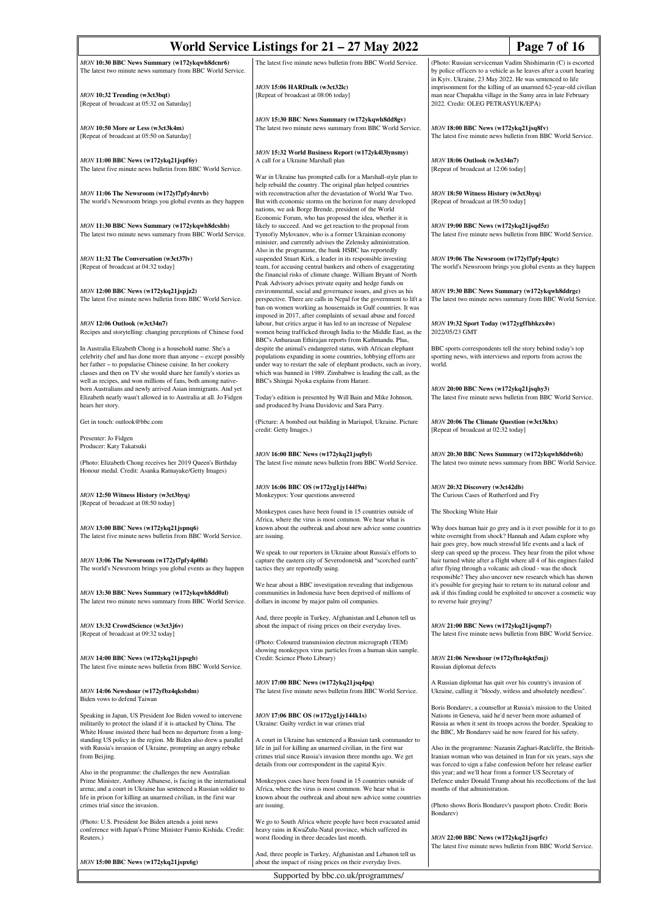*MON* **10:30 BBC News Summary (w172ykqwh8dcnr6)**
The latest two minute news summary from BBC World Service.

*MON* **10:32 Trending (w3ct3bqt)**
[Repeat of broadcast at 05:32 on Saturday]

*MON* **10:50 More or Less (w3ct3k4m)**
[Repeat of broadcast at 05:50 on Saturday]

*MON* **11:00 BBC News (w172ykq21jspf6y)**
The latest five minute news bulletin from BBC World Service.

*MON* **11:06 The Newsroom (w172yl7pfy4nrvb)**
The world's Newsroom brings you global events as they happen

*MON* **11:30 BBC News Summary (w172ykqwh8dcshb)**
The latest two minute news summary from BBC World Service.

*MON* **11:32 The Conversation (w3ct37lv)**
[Repeat of broadcast at 04:32 today]

*MON* **12:00 BBC News (w172ykq21jspjz2)**
The latest five minute news bulletin from BBC World Service.

*MON* **12:06 Outlook (w3ct34n7)**
Recipes and storytelling: changing perceptions of Chinese food

In Australia Elizabeth Chong is a household name. She's a celebrity chef and has done more than anyone – except possibly her father – to popularise Chinese cuisine. In her cookery classes and then on TV she would share her family's stories as well as recipes, and won millions of fans, both among native-born Australians and newly arrived Asian immigrants. And yet Elizabeth nearly wasn't allowed in to Australia at all. Jo Fidgen hears her story.

Get in touch: outlook@bbc.com

Presenter: Jo Fidgen
Producer: Katy Takatsuki

(Photo: Elizabeth Chong receives her 2019 Queen's Birthday Honour medal. Credit: Asanka Ratnayake/Getty Images)

*MON* **12:50 Witness History (w3ct3byq)**
[Repeat of broadcast at 08:50 today]

*MON* **13:00 BBC News (w172ykq21jspnq6)**
The latest five minute news bulletin from BBC World Service.

*MON* **13:06 The Newsroom (w172yl7pfy4p0bl)**
The world's Newsroom brings you global events as they happen

*MON* **13:30 BBC News Summary (w172ykqwh8dd0zl)**
The latest two minute news summary from BBC World Service.

*MON* **13:32 CrowdScience (w3ct3j6v)**
[Repeat of broadcast at 09:32 today]

*MON* **14:00 BBC News (w172ykq21jspsgb)**
The latest five minute news bulletin from BBC World Service.

*MON* **14:06 Newshour (w172yfbz4qksbdm)**
Biden vows to defend Taiwan

Speaking in Japan, US President Joe Biden vowed to intervene militarily to protect the island if it is attacked by China. The White House insisted there had been no departure from a long-standing US policy in the region. Mr Biden also drew a parallel with Russia's invasion of Ukraine, prompting an angry rebuke from Beijing.

Also in the programme: the challenges the new Australian Prime Minister, Anthony Albanese, is facing in the international arena; and a court in Ukraine has sentenced a Russian soldier to life in prison for killing an unarmed civilian, in the first war crimes trial since the invasion.

(Photo: U.S. President Joe Biden attends a joint news conference with Japan's Prime Minister Fumio Kishida. Credit: Reuters.)

*MON* **15:00 BBC News (w172ykq21jspx6g)**
The latest five minute news bulletin from BBC World Service.

*MON* **15:06 HARDtalk (w3ct32lc)**
[Repeat of broadcast at 08:06 today]

*MON* **15:30 BBC News Summary (w172ykqwh8dd8gv)**
The latest two minute news summary from BBC World Service.

*MON* **15:32 World Business Report (w172yk4l3lynsmy)**
A call for a Ukraine Marshall plan

War in Ukraine has prompted calls for a Marshall-style plan to help rebuild the country. The original plan helped countries with reconstruction after the devastation of World War Two. But with economic storms on the horizon for many developed nations, we ask Borge Brende, president of the World Economic Forum, who has proposed the idea, whether it is likely to succeed. And we get reaction to the proposal from Tymofiy Mylovanov, who is a former Ukrainian economy minister, and currently advises the Zelensky administration. Also in the programme, the bank HSBC has reportedly suspended Stuart Kirk, a leader in its responsible investing team, for accusing central bankers and others of exaggerating the financial risks of climate change. William Bryant of North Peak Advisory advises private equity and hedge funds on environmental, social and governance issues, and gives us his perspective. There are calls in Nepal for the government to lift a ban on women working as housemaids in Gulf countries. It was imposed in 2017, after complaints of sexual abuse and forced labour, but critics argue it has led to an increase of Nepalese women being trafficked through India to the Middle East, as the BBC's Anbarasan Ethirajan reports from Kathmandu. Plus, despite the animal's endangered status, with African elephant populations expanding in some countries, lobbying efforts are under way to restart the sale of elephant products, such as ivory, which was banned in 1989. Zimbabwe is leading the call, as the BBC's Shingai Nyoka explains from Harare.

Today's edition is presented by Will Bain and Mike Johnson, and produced by Ivana Davidovic and Sara Parry.

(Picture: A bombed out building in Mariupol, Ukraine. Picture credit: Getty Images.)

*MON* **16:00 BBC News (w172ykq21jsq0yl)**
The latest five minute news bulletin from BBC World Service.

*MON* **16:06 BBC OS (w172yg1jy144f9n)**
Monkeypox: Your questions answered

Monkeypox cases have been found in 15 countries outside of Africa, where the virus is most common. We hear what is known about the outbreak and about new advice some countries are issuing.

We speak to our reporters in Ukraine about Russia's efforts to capture the eastern city of Severodonetsk and "scorched earth" tactics they are reportedly using.

We hear about a BBC investigation revealing that indigenous communities in Indonesia have been deprived of millions of dollars in income by major palm oil companies.

And, three people in Turkey, Afghanistan and Lebanon tell us about the impact of rising prices on their everyday lives.

(Photo: Coloured transmission electron micrograph (TEM) showing monkeypox virus particles from a human skin sample. Credit: Science Photo Library)

*MON* **17:00 BBC News (w172ykq21jsq4pq)**
The latest five minute news bulletin from BBC World Service.

*MON* **17:06 BBC OS (w172yg1jy144k1s)**
Ukraine: Guilty verdict in war crimes trial

A court in Ukraine has sentenced a Russian tank commander to life in jail for killing an unarmed civilian, in the first war crimes trial since Russia's invasion three months ago. We get details from our correspondent in the capital Kyiv.

Monkeypox cases have been found in 15 countries outside of Africa, where the virus is most common. We hear what is known about the outbreak and about new advice some countries are issuing.

We go to South Africa where people have been evacuated amid heavy rains in KwaZulu-Natal province, which suffered its worst flooding in three decades last month.

And, three people in Turkey, Afghanistan and Lebanon tell us about the impact of rising prices on their everyday lives.

(Photo: Russian serviceman Vadim Shishimarin (C) is escorted by police officers to a vehicle as he leaves after a court hearing in Kyiv, Ukraine, 23 May 2022. He was sentenced to life imprisonment for the killing of an unarmed 62-year-old civilian man near Chupakha village in the Sumy area in late February 2022. Credit: OLEG PETRASYUK/EPA)

*MON* **18:00 BBC News (w172ykq21jsq8fv)**
The latest five minute news bulletin from BBC World Service.

*MON* **18:06 Outlook (w3ct34n7)**
[Repeat of broadcast at 12:06 today]

*MON* **18:50 Witness History (w3ct3byq)**
[Repeat of broadcast at 08:50 today]

*MON* **19:00 BBC News (w172ykq21jsqd5z)**
The latest five minute news bulletin from BBC World Service.

*MON* **19:06 The Newsroom (w172yl7pfy4pqtc)**
The world's Newsroom brings you global events as they happen

*MON* **19:30 BBC News Summary (w172ykqwh8ddrgc)**
The latest two minute news summary from BBC World Service.

*MON* **19:32 Sport Today (w172ygffhbkzx4w)**
2022/05/23 GMT

BBC sports correspondents tell the story behind today's top sporting news, with interviews and reports from across the world.

*MON* **20:00 BBC News (w172ykq21jsqhy3)**
The latest five minute news bulletin from BBC World Service.

*MON* **20:06 The Climate Question (w3ct3khx)**
[Repeat of broadcast at 02:32 today]

*MON* **20:30 BBC News Summary (w172ykqwh8ddw6h)**
The latest two minute news summary from BBC World Service.

*MON* **20:32 Discovery (w3ct42db)**
The Curious Cases of Rutherford and Fry

The Shocking White Hair

Why does human hair go grey and is it ever possible for it to go white overnight from shock? Hannah and Adam explore why hair goes grey, how much stressful life events and a lack of sleep can speed up the process. They hear from the pilot whose hair turned white after a flight where all 4 of his engines failed after flying through a volcanic ash cloud - was the shock responsible? They also uncover new research which has shown it's possible for greying hair to return to its natural colour and ask if this finding could be exploited to uncover a cosmetic way to reverse hair greying?

*MON* **21:00 BBC News (w172ykq21jsqmp7)**
The latest five minute news bulletin from BBC World Service.

*MON* **21:06 Newshour (w172yfbz4qkt5mj)**
Russian diplomat defects

A Russian diplomat has quit over his country's invasion of Ukraine, calling it "bloody, witless and absolutely needless".

Boris Bondarev, a counsellor at Russia's mission to the United Nations in Geneva, said he'd never been more ashamed of Russia as when it sent its troops across the border. Speaking to the BBC, Mr Bondarev said he now feared for his safety.

Also in the programme: Nazanin Zaghari-Ratcliffe, the British-Iranian woman who was detained in Iran for six years, says she was forced to sign a false confession before her release earlier this year; and we'll hear from a former US Secretary of Defence under Donald Trump about his recollections of the last months of that administration.

(Photo shows Boris Bondarev's passport photo. Credit: Boris Bondarev)

*MON* **22:00 BBC News (w172ykq21jsqrfc)**
The latest five minute news bulletin from BBC World Service.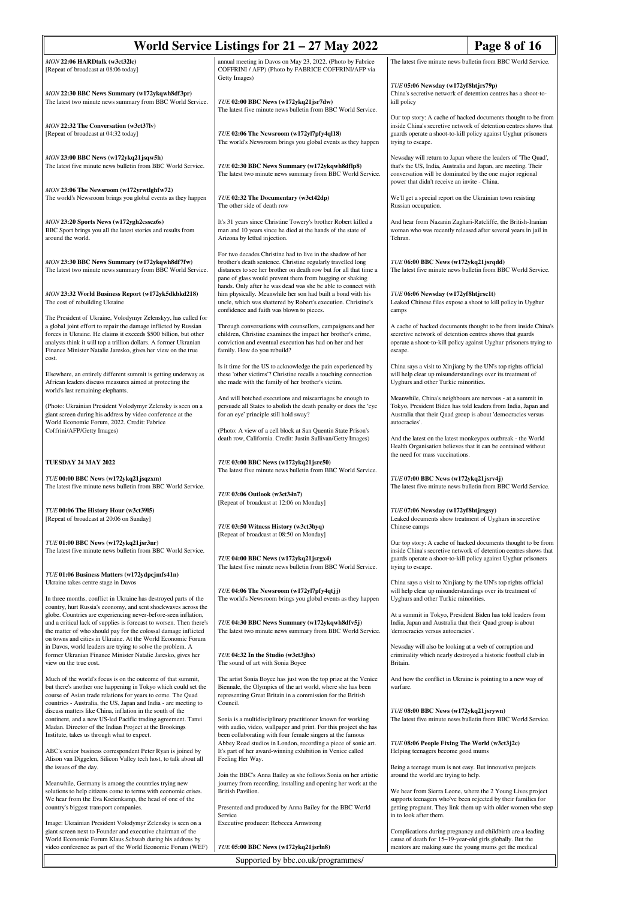*MON* **22:06 HARDtalk (w3ct32lc)**
[Repeat of broadcast at 08:06 today]

*MON* **22:30 BBC News Summary (w172ykqwh8df3pr)**
The latest two minute news summary from BBC World Service.

*MON* **22:32 The Conversation (w3ct37lv)**
[Repeat of broadcast at 04:32 today]

*MON* **23:00 BBC News (w172ykq21jsqw5h)**
The latest five minute news bulletin from BBC World Service.

*MON* **23:06 The Newsroom (w172yrwtlghfw72)**
The world's Newsroom brings you global events as they happen

*MON* **23:20 Sports News (w172ygh2cssez6s)**
BBC Sport brings you all the latest stories and results from around the world.

*MON* **23:30 BBC News Summary (w172ykqwh8df7fw)**
The latest two minute news summary from BBC World Service.

*MON* **23:32 World Business Report (w172yk5dkbkd218)**
The cost of rebuilding Ukraine

The President of Ukraine, Volodymyr Zelenskyy, has called for a global joint effort to repair the damage inflicted by Russian forces in Ukraine. He claims it exceeds $500 billion, but other analysts think it will top a trillion dollars. A former Ukranian Finance Minister Natalie Jaresko, gives her view on the true cost.

Elsewhere, an entirely different summit is getting underway as African leaders discuss measures aimed at protecting the world's last remaining elephants.

(Photo: Ukrainian President Volodymyr Zelensky is seen on a giant screen during his address by video conference at the World Economic Forum, 2022. Credit: Fabrice Coffrini/AFP/Getty Images)

**TUESDAY 24 MAY 2022**

*TUE* **00:00 BBC News (w172ykq21jsqzxm)**
The latest five minute news bulletin from BBC World Service.

*TUE* **00:06 The History Hour (w3ct39l5)**
[Repeat of broadcast at 20:06 on Sunday]

*TUE* **01:00 BBC News (w172ykq21jsr3nr)**
The latest five minute news bulletin from BBC World Service.

*TUE* **01:06 Business Matters (w172ydpcjmfs41n)**
Ukraine takes centre stage in Davos

In three months, conflict in Ukraine has destroyed parts of the country, hurt Russia's economy, and sent shockwaves across the globe. Countries are experiencing never-before-seen inflation, and a critical lack of supplies is forecast to worsen. Then there's the matter of who should pay for the colossal damage inflicted on towns and cities in Ukraine. At the World Economic Forum in Davos, world leaders are trying to solve the problem. A former Ukranian Finance Minister Natalie Jaresko, gives her view on the true cost.

Much of the world's focus is on the outcome of that summit, but there's another one happening in Tokyo which could set the course of Asian trade relations for years to come. The Quad countries - Australia, the US, Japan and India - are meeting to discuss matters like China, inflation in the south of the continent, and a new US-led Pacific trading agreement. Tanvi Madan. Director of the Indian Project at the Brookings Institute, takes us through what to expect.

ABC's senior business correspondent Peter Ryan is joined by Alison van Diggelen, Silicon Valley tech host, to talk about all the issues of the day.

Meanwhile, Germany is among the countries trying new solutions to help citizens come to terms with economic crises. We hear from the Eva Kreienkamp, the head of one of the country's biggest transport companies.

Image: Ukrainian President Volodymyr Zelensky is seen on a giant screen next to Founder and executive chairman of the World Economic Forum Klaus Schwab during his address by video conference as part of the World Economic Forum (WEF) annual meeting in Davos on May 23, 2022. (Photo by Fabrice COFFRINI / AFP) (Photo by FABRICE COFFRINI/AFP via Getty Images)

*TUE* **02:00 BBC News (w172ykq21jsr7dw)**
The latest five minute news bulletin from BBC World Service.

*TUE* **02:06 The Newsroom (w172yl7pfy4ql18)**
The world's Newsroom brings you global events as they happen

*TUE* **02:30 BBC News Summary (w172ykqwh8dflp8)**
The latest two minute news summary from BBC World Service.

*TUE* **02:32 The Documentary (w3ct42dp)**
The other side of death row

It's 31 years since Christine Towery's brother Robert killed a man and 10 years since he died at the hands of the state of Arizona by lethal injection.

For two decades Christine had to live in the shadow of her brother's death sentence. Christine regularly travelled long distances to see her brother on death row but for all that time a pane of glass would prevent them from hugging or shaking hands. Only after he was dead was she be able to connect with him physically. Meanwhile her son had built a bond with his uncle, which was shattered by Robert's execution. Christine's confidence and faith was blown to pieces.

Through conversations with counsellors, campaigners and her children, Christine examines the impact her brother's crime, conviction and eventual execution has had on her and her family. How do you rebuild?

Is it time for the US to acknowledge the pain experienced by these 'other victims'? Christine recalls a touching connection she made with the family of her brother's victim.

And will botched executions and miscarriages be enough to persuade all States to abolish the death penalty or does the 'eye for an eye' principle still hold sway?

(Photo: A view of a cell block at San Quentin State Prison's death row, California. Credit: Justin Sullivan/Getty Images)

*TUE* **03:00 BBC News (w172ykq21jsrc50)**
The latest five minute news bulletin from BBC World Service.

*TUE* **03:06 Outlook (w3ct34n7)**
[Repeat of broadcast at 12:06 on Monday]

*TUE* **03:50 Witness History (w3ct3byq)**
[Repeat of broadcast at 08:50 on Monday]

*TUE* **04:00 BBC News (w172ykq21jsrgx4)**
The latest five minute news bulletin from BBC World Service.

*TUE* **04:06 The Newsroom (w172yl7pfy4qtjj)**
The world's Newsroom brings you global events as they happen

*TUE* **04:30 BBC News Summary (w172ykqwh8dfv5j)**
The latest two minute news summary from BBC World Service.

*TUE* **04:32 In the Studio (w3ct3jhx)**
The sound of art with Sonia Boyce

The artist Sonia Boyce has just won the top prize at the Venice Biennale, the Olympics of the art world, where she has been representing Great Britain in a commission for the British Council.

Sonia is a multidisciplinary practitioner known for working with audio, video, wallpaper and print. For this project she has been collaborating with four female singers at the famous Abbey Road studios in London, recording a piece of sonic art. It's part of her award-winning exhibition in Venice called Feeling Her Way.

Join the BBC's Anna Bailey as she follows Sonia on her artistic journey from recording, installing and opening her work at the British Pavilion.

Presented and produced by Anna Bailey for the BBC World Service
Executive producer: Rebecca Armstrong

*TUE* **05:00 BBC News (w172ykq21jsrln8)**
The latest five minute news bulletin from BBC World Service.

*TUE* **05:06 Newsday (w172yf8htjrs79p)**
China's secretive network of detention centres has a shoot-to-kill policy

Our top story: A cache of hacked documents thought to be from inside China's secretive network of detention centres shows that guards operate a shoot-to-kill policy against Uyghur prisoners trying to escape.

Newsday will return to Japan where the leaders of 'The Quad', that's the US, India, Australia and Japan, are meeting. Their conversation will be dominated by the one major regional power that didn't receive an invite - China.

We'll get a special report on the Ukrainian town resisting Russian occupation.

And hear from Nazanin Zaghari-Ratcliffe, the British-Iranian woman who was recently released after several years in jail in Tehran.

*TUE* **06:00 BBC News (w172ykq21jsrqdd)**
The latest five minute news bulletin from BBC World Service.

*TUE* **06:06 Newsday (w172yf8htjrsc1t)**
Leaked Chinese files expose a shoot to kill policy in Uyghur camps

A cache of hacked documents thought to be from inside China's secretive network of detention centres shows that guards operate a shoot-to-kill policy against Uyghur prisoners trying to escape.

China says a visit to Xinjiang by the UN's top rights official will help clear up misunderstandings over its treatment of Uyghurs and other Turkic minorities.

Meanwhile, China's neighbours are nervous - at a summit in Tokyo, President Biden has told leaders from India, Japan and Australia that their Quad group is about 'democracies versus autocracies'.

And the latest on the latest monkeypox outbreak - the World Health Organisation believes that it can be contained without the need for mass vaccinations.

*TUE* **07:00 BBC News (w172ykq21jsrv4j)**
The latest five minute news bulletin from BBC World Service.

*TUE* **07:06 Newsday (w172yf8htjrsgsy)**
Leaked documents show treatment of Uyghurs in secretive Chinese camps

Our top story: A cache of hacked documents thought to be from inside China's secretive network of detention centres shows that guards operate a shoot-to-kill policy against Uyghur prisoners trying to escape.

China says a visit to Xinjiang by the UN's top rights official will help clear up misunderstandings over its treatment of Uyghurs and other Turkic minorities.

At a summit in Tokyo, President Biden has told leaders from India, Japan and Australia that their Quad group is about 'democracies versus autocracies'.

Newsday will also be looking at a web of corruption and criminality which nearly destroyed a historic football club in Britain.

And how the conflict in Ukraine is pointing to a new way of warfare.

*TUE* **08:00 BBC News (w172ykq21jsrywn)**
The latest five minute news bulletin from BBC World Service.

*TUE* **08:06 People Fixing The World (w3ct3j2c)**
Helping teenagers become good mums

Being a teenage mum is not easy. But innovative projects around the world are trying to help.

We hear from Sierra Leone, where the 2 Young Lives project supports teenagers who've been rejected by their families for getting pregnant. They link them up with older women who step in to look after them.

Complications during pregnancy and childbirth are a leading cause of death for 15–19-year-old girls globally. But the mentors are making sure the young mums get the medical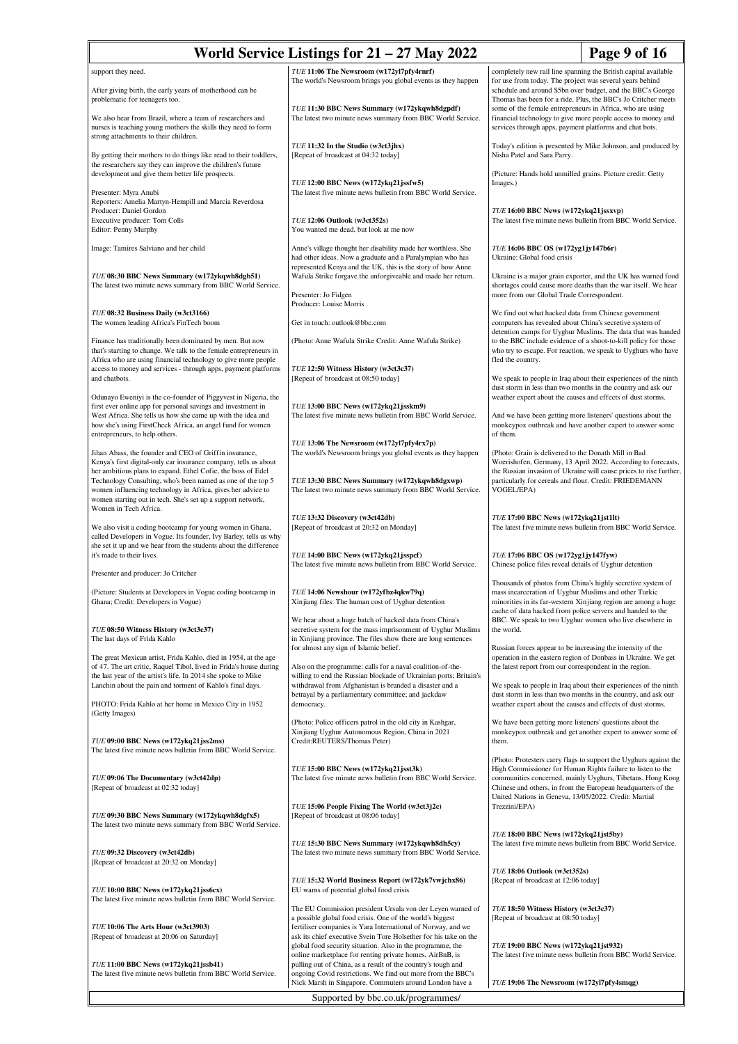support they need.

After giving birth, the early years of motherhood can be problematic for teenagers too.

We also hear from Brazil, where a team of researchers and nurses is teaching young mothers the skills they need to form strong attachments to their children.

By getting their mothers to do things like read to their toddlers, the researchers say they can improve the children's future development and give them better life prospects.

Presenter: Myra Anubi
Reporters: Amelia Martyn-Hempill and Marcia Reverdosa
Producer: Daniel Gordon
Executive producer: Tom Colls
Editor: Penny Murphy

Image: Tamires Salviano and her child

### *TUE* 08:30 BBC News Summary (w172ykqwh8dgb51)
The latest two minute news summary from BBC World Service.

### *TUE* 08:32 Business Daily (w3ct3166)
The women leading Africa's FinTech boom

Finance has traditionally been dominated by men. But now that's starting to change. We talk to the female entrepreneurs in Africa who are using financial technology to give more people access to money and services - through apps, payment platforms and chatbots.

Odunayo Eweniyi is the co-founder of Piggyvest in Nigeria, the first ever online app for personal savings and investment in West Africa. She tells us how she came up with the idea and how she's using FirstCheck Africa, an angel fund for women entrepreneurs, to help others.

Jihan Abass, the founder and CEO of Griffin insurance, Kenya's first digital-only car insurance company, tells us about her ambitious plans to expand. Ethel Cofie, the boss of Edel Technology Consulting, who's been named as one of the top 5 women influencing technology in Africa, gives her advice to women starting out in tech. She's set up a support network, Women in Tech Africa.

We also visit a coding bootcamp for young women in Ghana, called Developers in Vogue. Its founder, Ivy Barley, tells us why she set it up and we hear from the students about the difference it's made to their lives.

Presenter and producer: Jo Critcher

(Picture: Students at Developers in Vogue coding bootcamp in Ghana; Credit: Developers in Vogue)

### *TUE* 08:50 Witness History (w3ct3c37)
The last days of Frida Kahlo

The great Mexican artist, Frida Kahlo, died in 1954, at the age of 47. The art critic, Raquel Tibol, lived in Frida's house during the last year of the artist's life. In 2014 she spoke to Mike Lanchin about the pain and torment of Kahlo's final days.

PHOTO: Frida Kahlo at her home in Mexico City in 1952 (Getty Images)

### *TUE* 09:00 BBC News (w172ykq21jss2ms)
The latest five minute news bulletin from BBC World Service.

### *TUE* 09:06 The Documentary (w3ct42dp)
[Repeat of broadcast at 02:32 today]

### *TUE* 09:30 BBC News Summary (w172ykqwh8dgfx5)
The latest two minute news summary from BBC World Service.

### *TUE* 09:32 Discovery (w3ct42db)
[Repeat of broadcast at 20:32 on Monday]

### *TUE* 10:00 BBC News (w172ykq21jss6cx)
The latest five minute news bulletin from BBC World Service.

### *TUE* 10:06 The Arts Hour (w3ct3903)
[Repeat of broadcast at 20:06 on Saturday]

### *TUE* 11:00 BBC News (w172ykq21jssb41)
The latest five minute news bulletin from BBC World Service.

### *TUE* 11:06 The Newsroom (w172yl7pfy4rnrf)
The world's Newsroom brings you global events as they happen

### *TUE* 11:30 BBC News Summary (w172ykqwh8dgpdf)
The latest two minute news summary from BBC World Service.

### *TUE* 11:32 In the Studio (w3ct3jhx)
[Repeat of broadcast at 04:32 today]

### *TUE* 12:00 BBC News (w172ykq21jssfw5)
The latest five minute news bulletin from BBC World Service.

### *TUE* 12:06 Outlook (w3ct352s)
You wanted me dead, but look at me now

Anne's village thought her disability made her worthless. She had other ideas. Now a graduate and a Paralympian who has represented Kenya and the UK, this is the story of how Anne Wafula Strike forgave the unforgiveable and made her return.

Presenter: Jo Fidgen
Producer: Louise Morris

Get in touch: outlook@bbc.com

(Photo: Anne Wafula Strike Credit: Anne Wafula Strike)

### *TUE* 12:50 Witness History (w3ct3c37)
[Repeat of broadcast at 08:50 today]

### *TUE* 13:00 BBC News (w172ykq21jsskm9)
The latest five minute news bulletin from BBC World Service.

### *TUE* 13:06 The Newsroom (w172yl7pfy4rx7p)
The world's Newsroom brings you global events as they happen

### *TUE* 13:30 BBC News Summary (w172ykqwh8dgxwp)
The latest two minute news summary from BBC World Service.

### *TUE* 13:32 Discovery (w3ct42db)
[Repeat of broadcast at 20:32 on Monday]

### *TUE* 14:00 BBC News (w172ykq21jsspcf)
The latest five minute news bulletin from BBC World Service.

### *TUE* 14:06 Newshour (w172yfbz4qkw79q)
Xinjiang files: The human cost of Uyghur detention

We hear about a huge batch of hacked data from China's secretive system for the mass imprisonment of Uyghur Muslims in Xinjiang province. The files show there are long sentences for almost any sign of Islamic belief.

Also on the programme: calls for a naval coalition-of-the-willing to end the Russian blockade of Ukrainian ports; Britain's withdrawal from Afghanistan is branded a disaster and a betrayal by a parliamentary committee; and jackdaw democracy.

(Photo: Police officers patrol in the old city in Kashgar, Xinjiang Uyghur Autonomous Region, China in 2021 Credit:REUTERS/Thomas Peter)

### *TUE* 15:00 BBC News (w172ykq21jsst3k)
The latest five minute news bulletin from BBC World Service.

### *TUE* 15:06 People Fixing The World (w3ct3j2c)
[Repeat of broadcast at 08:06 today]

### *TUE* 15:30 BBC News Summary (w172ykqwh8dh5cy)
The latest two minute news summary from BBC World Service.

### *TUE* 15:32 World Business Report (w172yk7vwjchx86)
EU warns of potential global food crisis

The EU Commission president Ursula von der Leyen warned of a possible global food crisis. One of the world's biggest fertiliser companies is Yara International of Norway, and we ask its chief executive Svein Tore Holsether for his take on the global food security situation. Also in the programme, the online marketplace for renting private homes, AirBnB, is pulling out of China, as a result of the country's tough and ongoing Covid restrictions. We find out more from the BBC's Nick Marsh in Singapore. Commuters around London have a completely new rail line spanning the British capital available for use from today. The project was several years behind schedule and around $5bn over budget, and the BBC's George Thomas has been for a ride. Plus, the BBC's Jo Critcher meets some of the female entrepreneurs in Africa, who are using financial technology to give more people access to money and services through apps, payment platforms and chat bots.

Today's edition is presented by Mike Johnson, and produced by Nisha Patel and Sara Parry.

(Picture: Hands hold unmilled grains. Picture credit: Getty Images.)

### *TUE* 16:00 BBC News (w172ykq21jssxvp)
The latest five minute news bulletin from BBC World Service.

### *TUE* 16:06 BBC OS (w172yg1jy147b6r)
Ukraine: Global food crisis

Ukraine is a major grain exporter, and the UK has warned food shortages could cause more deaths than the war itself. We hear more from our Global Trade Correspondent.

We find out what hacked data from Chinese government computers has revealed about China's secretive system of detention camps for Uyghur Muslims. The data that was handed to the BBC include evidence of a shoot-to-kill policy for those who try to escape. For reaction, we speak to Uyghurs who have fled the country.

We speak to people in Iraq about their experiences of the ninth dust storm in less than two months in the country and ask our weather expert about the causes and effects of dust storms.

And we have been getting more listeners' questions about the monkeypox outbreak and have another expert to answer some of them.

(Photo: Grain is delivered to the Donath Mill in Bad Woerishofen, Germany, 13 April 2022. According to forecasts, the Russian invasion of Ukraine will cause prices to rise further, particularly for cereals and flour. Credit: FRIEDEMANN VOGEL/EPA)

### *TUE* 17:00 BBC News (w172ykq21jst1lt)
The latest five minute news bulletin from BBC World Service.

### *TUE* 17:06 BBC OS (w172yg1jy147fyw)
Chinese police files reveal details of Uyghur detention

Thousands of photos from China's highly secretive system of mass incarceration of Uyghur Muslims and other Turkic minorities in its far-western Xinjiang region are among a huge cache of data hacked from police servers and handed to the BBC. We speak to two Uyghur women who live elsewhere in the world.

Russian forces appear to be increasing the intensity of the operation in the eastern region of Donbass in Ukraine. We get the latest report from our correspondent in the region.

We speak to people in Iraq about their experiences of the ninth dust storm in less than two months in the country, and ask our weather expert about the causes and effects of dust storms.

We have been getting more listeners' questions about the monkeypox outbreak and get another expert to answer some of them.

(Photo: Protesters carry flags to support the Uyghurs against the High Commissioner for Human Rights failure to listen to the communities concerned, mainly Uyghurs, Tibetans, Hong Kong Chinese and others, in front the European headquarters of the United Nations in Geneva, 13/05/2022. Credit: Martial Trezzini/EPA)

### *TUE* 18:00 BBC News (w172ykq21jst5by)
The latest five minute news bulletin from BBC World Service.

### *TUE* 18:06 Outlook (w3ct352s)
[Repeat of broadcast at 12:06 today]

### *TUE* 18:50 Witness History (w3ct3c37)
[Repeat of broadcast at 08:50 today]

### *TUE* 19:00 BBC News (w172ykq21jst932)
The latest five minute news bulletin from BBC World Service.

### *TUE* 19:06 The Newsroom (w172yl7pfy4smqg)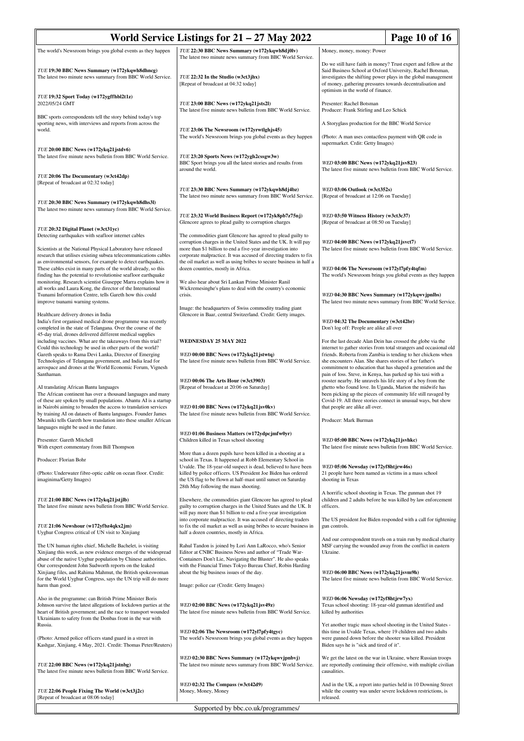The world's Newsroom brings you global events as they happen

*TUE* **19:30 BBC News Summary (w172ykqwh8dhncg)**
The latest two minute news summary from BBC World Service.

*TUE* **19:32 Sport Today (w172ygffhbl2t1z)**
2022/05/24 GMT

BBC sports correspondents tell the story behind today's top sporting news, with interviews and reports from across the world.

*TUE* **20:00 BBC News (w172ykq21jstdv6)**
The latest five minute news bulletin from BBC World Service.

*TUE* **20:06 The Documentary (w3ct42dp)**
[Repeat of broadcast at 02:32 today]

*TUE* **20:30 BBC News Summary (w172ykqwh8dhs3l)**
The latest two minute news summary from BBC World Service.

*TUE* **20:32 Digital Planet (w3ct31yc)**
Detecting earthquakes with seafloor internet cables

Scientists at the National Physical Laboratory have released research that utilises existing subsea telecommunications cables as environmental sensors, for example to detect earthquakes. These cables exist in many parts of the world already, so this finding has the potential to revolutionise seafloor earthquake monitoring. Research scientist Giuseppe Marra explains how it all works and Laura Kong, the director of the International Tsunami Information Centre, tells Gareth how this could improve tsunami warning systems.

Healthcare delivery drones in India
India's first organised medical drone programme was recently completed in the state of Telangana. Over the course of the 45-day trial, drones delivered different medical supplies including vaccines. What are the takeaways from this trial? Could this technology be used in other parts of the world? Gareth speaks to Rama Devi Lanka, Director of Emerging Technologies of Telangana government, and India lead for aerospace and drones at the World Economic Forum, Vignesh Santhaman.

AI translating African Bantu languages
The African continent has over a thousand languages and many of these are spoken by small populations. Abantu AI is a startup in Nairobi aiming to broaden the access to translation services by training AI on datasets of Bantu languages. Founder James Mwaniki tells Gareth how translation into these smaller African languages might be used in the future.

Presenter: Gareth Mitchell
With expert commentary from Bill Thompson

Producer: Florian Bohr

(Photo: Underwater fibre-optic cable on ocean floor. Credit: imaginima/Getty Images)

*TUE* **21:00 BBC News (w172ykq21jstjlb)**
The latest five minute news bulletin from BBC World Service.

*TUE* **21:06 Newshour (w172yfbz4qkx2jm)**
Uyghur Congress critical of UN visit to Xinjiang

The UN human rights chief, Michelle Bachelet, is visiting Xinjiang this week, as new evidence emerges of the widespread abuse of the native Uyghur population by Chinese authorities. Our correspondent John Sudworth reports on the leaked Xinjiang files, and Rahima Mahmut, the British spokeswoman for the World Uyghur Congress, says the UN trip will do more harm than good.

Also in the programme: can British Prime Minister Boris Johnson survive the latest allegations of lockdown parties at the heart of British government; and the race to transport wounded Ukrainians to safety from the Donbas front in the war with Russia.

(Photo: Armed police officers stand guard in a street in Kashgar, Xinjiang, 4 May, 2021. Credit: Thomas Peter/Reuters)

*TUE* **22:00 BBC News (w172ykq21jstnbg)**
The latest five minute news bulletin from BBC World Service.

*TUE* **22:06 People Fixing The World (w3ct3j2c)**
[Repeat of broadcast at 08:06 today]

*TUE* **22:30 BBC News Summary (w172ykqwh8dj0lv)**
The latest two minute news summary from BBC World Service.

*TUE* **22:32 In the Studio (w3ct3jhx)**
[Repeat of broadcast at 04:32 today]

*TUE* **23:00 BBC News (w172ykq21jsts2l)**
The latest five minute news bulletin from BBC World Service.

*TUE* **23:06 The Newsroom (w172yrwtlghjs45)**
The world's Newsroom brings you global events as they happen

*TUE* **23:20 Sports News (w172ygh2cssgw3w)**
BBC Sport brings you all the latest stories and results from around the world.

*TUE* **23:30 BBC News Summary (w172ykqwh8dj4bz)**
The latest two minute news summary from BBC World Service.

*TUE* **23:32 World Business Report (w172yk8pb7z75nj)**
Glencore agrees to plead guilty to corruption charges

The commodities giant Glencore has agreed to plead guilty to corruption charges in the United States and the UK. It will pay more than $1 billion to end a five-year investigation into corporate malpractice. It was accused of directing traders to fix the oil market as well as using bribes to secure business in half a dozen countries, mostly in Africa.

We also hear about Sri Lankan Prime Minister Ranil Wickremesinghe's plans to deal with the country's economic crisis.

Image: the headquarters of Swiss commodity trading giant Glencore in Baar, central Switzerland. Credit: Getty images.

## WEDNESDAY 25 MAY 2022

*WED* **00:00 BBC News (w172ykq21jstwtq)**
The latest five minute news bulletin from BBC World Service.

*WED* **00:06 The Arts Hour (w3ct3903)**
[Repeat of broadcast at 20:06 on Saturday]

*WED* **01:00 BBC News (w172ykq21jsv0kv)**
The latest five minute news bulletin from BBC World Service.

*WED* **01:06 Business Matters (w172ydpcjmfw0yr)**
Children killed in Texas school shooting

More than a dozen pupils have been killed in a shooting at a school in Texas. It happened at Robb Elementary School in Uvalde. The 18-year-old suspect is dead, believed to have been killed by police officers. US President Joe Biden has ordered the US flag to be flown at half-mast until sunset on Saturday 28th May following the mass shooting.

Elsewhere, the commodities giant Glencore has agreed to plead guilty to corruption charges in the United States and the UK. It will pay more than $1 billion to end a five-year investigation into corporate malpractice. It was accused of directing traders to fix the oil market as well as using bribes to secure business in half a dozen countries, mostly in Africa.

Rahul Tandon is joined by Lori Ann LaRocco, who's Senior Editor at CNBC Business News and author of "Trade War-Containers Don't Lie, Navigating the Bluster". He also speaks with the Financial Times Tokyo Bureau Chief, Robin Harding about the big business issues of the day.

Image: police car (Credit: Getty Images)

*WED* **02:00 BBC News (w172ykq21jsv49z)**
The latest five minute news bulletin from BBC World Service.

*WED* **02:06 The Newsroom (w172yl7pfy4tgyc)**
The world's Newsroom brings you global events as they happen

*WED* **02:30 BBC News Summary (w172ykqwvjpnbvj)**
The latest two minute news summary from BBC World Service.

*WED* **02:32 The Compass (w3ct42d9)**
Money, Money, Money

Money, money, money: Power

Do we still have faith in money? Trust expert and fellow at the Said Business School at Oxford University, Rachel Botsman, investigates the shifting power plays in the global management of money, gathering pressures towards decentralisation and optimism in the world of finance.

Presenter: Rachel Botsman
Producer: Frank Stirling and Leo Schick

A Storyglass production for the BBC World Service

(Photo: A man uses contactless payment with QR code in supermarket. Crdit: Getty Images)

*WED* **03:00 BBC News (w172ykq21jsv823)**
The latest five minute news bulletin from BBC World Service.

*WED* **03:06 Outlook (w3ct352s)**
[Repeat of broadcast at 12:06 on Tuesday]

*WED* **03:50 Witness History (w3ct3c37)**
[Repeat of broadcast at 08:50 on Tuesday]

*WED* **04:00 BBC News (w172ykq21jsvct7)**
The latest five minute news bulletin from BBC World Service.

*WED* **04:06 The Newsroom (w172yl7pfy4tqfm)**
The world's Newsroom brings you global events as they happen

*WED* **04:30 BBC News Summary (w172ykqwvjpnlbs)**
The latest two minute news summary from BBC World Service.

*WED* **04:32 The Documentary (w3ct42br)**
Don't log off: People are alike all over

For the last decade Alan Dein has crossed the globe via the internet to gather stories from total strangers and occasional old friends. Roberta from Zambia is tending to her chickens when she encounters Alan. She shares stories of her father's commitment to education that has shaped a generation and the pain of loss. Steve, in Kenya, has parked up his taxi with a rooster nearby. He unravels his life story of a boy from the ghetto who found love. In Uganda, Marion the midwife has been picking up the pieces of community life still ravaged by Covid-19. All three stories connect in unusual ways, but show that people are alike all over.

Producer: Mark Burman

*WED* **05:00 BBC News (w172ykq21jsvhkc)**
The latest five minute news bulletin from BBC World Service.

*WED* **05:06 Newsday (w172yf8htjrw46s)**
21 people have been named as victims in a mass school shooting in Texas

A horrific school shooting in Texas. The gunman shot 19 children and 2 adults before he was killed by law enforcement officers.

The US president Joe Biden responded with a call for tightening gun controls.

And our correspondent travels on a train run by medical charity MSF carrying the wounded away from the conflict in eastern Ukraine.

*WED* **06:00 BBC News (w172ykq21jsvm9h)**
The latest five minute news bulletin from BBC World Service.

*WED* **06:06 Newsday (w172yf8htjrw7yx)**
Texas school shooting: 18-year-old gunman identified and killed by authorities

Yet another tragic mass school shooting in the United States - this time in Uvalde Texas, where 19 children and two adults were gunned down before the shooter was killed. President Biden says he is "sick and tired of it".

We get the latest on the war in Ukraine, where Russian troops are reportedly continuing their offensive, with multiple civilian causalities.

And in the UK, a report into parties held in 10 Downing Street while the country was under severe lockdown restrictions, is released.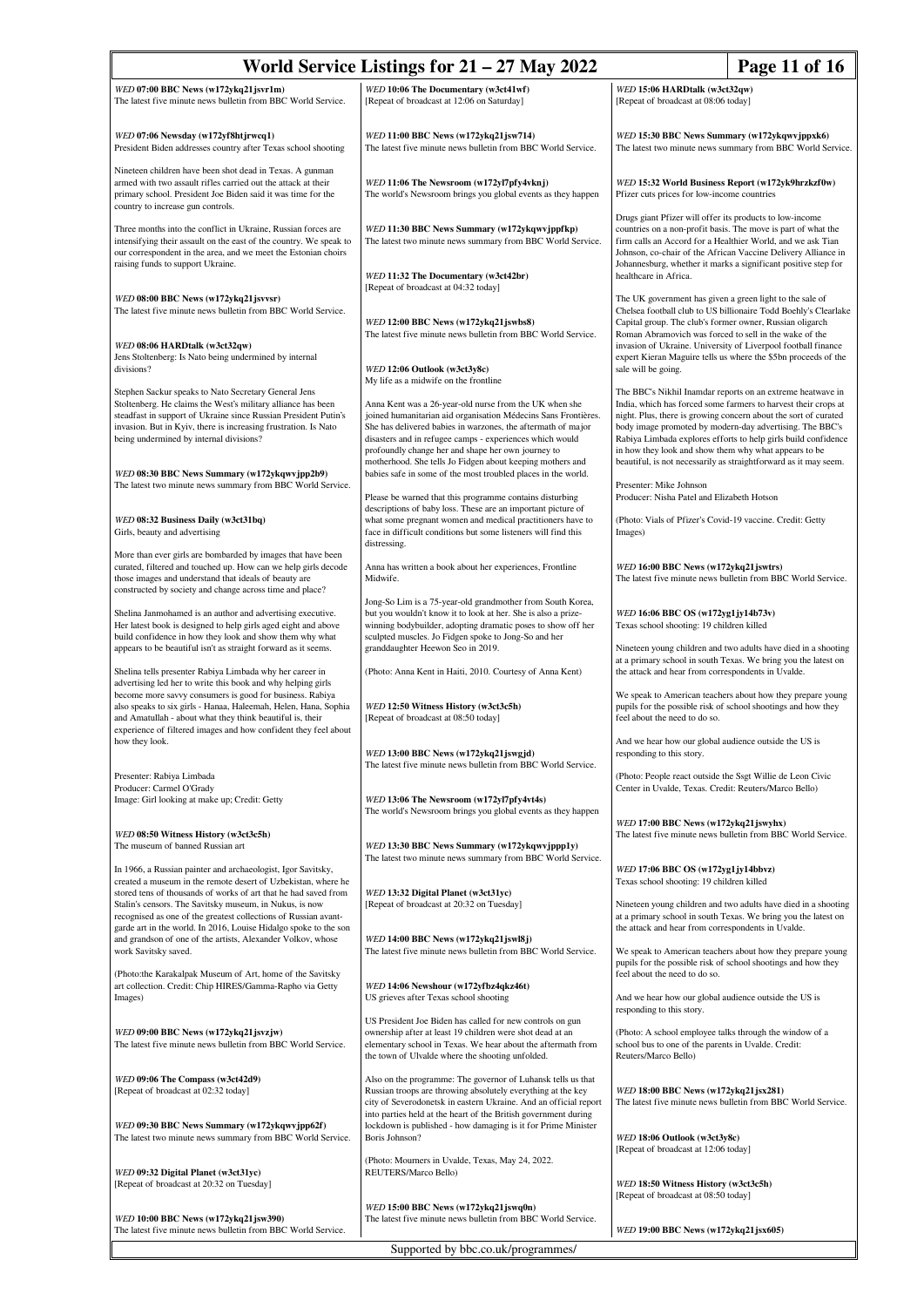*WED* **07:00 BBC News (w172ykq21jsvr1m)**
The latest five minute news bulletin from BBC World Service.

*WED* **07:06 Newsday (w172yf8htjrwcq1)**
President Biden addresses country after Texas school shooting

Nineteen children have been shot dead in Texas. A gunman armed with two assault rifles carried out the attack at their primary school. President Joe Biden said it was time for the country to increase gun controls.

Three months into the conflict in Ukraine, Russian forces are intensifying their assault on the east of the country. We speak to our correspondent in the area, and we meet the Estonian choirs raising funds to support Ukraine.

*WED* **08:00 BBC News (w172ykq21jsvvsr)**
The latest five minute news bulletin from BBC World Service.

*WED* **08:06 HARDtalk (w3ct32qw)**
Jens Stoltenberg: Is Nato being undermined by internal divisions?

Stephen Sackur speaks to Nato Secretary General Jens Stoltenberg. He claims the West's military alliance has been steadfast in support of Ukraine since Russian President Putin's invasion. But in Kyiv, there is increasing frustration. Is Nato being undermined by internal divisions?

*WED* **08:30 BBC News Summary (w172ykqwvjpp2b9)**
The latest two minute news summary from BBC World Service.

*WED* **08:32 Business Daily (w3ct31bq)**
Girls, beauty and advertising

More than ever girls are bombarded by images that have been curated, filtered and touched up. How can we help girls decode those images and understand that ideals of beauty are constructed by society and change across time and place?

Shelina Janmohamed is an author and advertising executive. Her latest book is designed to help girls aged eight and above build confidence in how they look and show them why what appears to be beautiful isn't as straight forward as it seems.

Shelina tells presenter Rabiya Limbada why her career in advertising led her to write this book and why helping girls become more savvy consumers is good for business. Rabiya also speaks to six girls - Hanaa, Haleemah, Helen, Hana, Sophia and Amatullah - about what they think beautiful is, their experience of filtered images and how confident they feel about how they look.

Presenter: Rabiya Limbada
Producer: Carmel O'Grady
Image: Girl looking at make up; Credit: Getty

*WED* **08:50 Witness History (w3ct3c5h)**
The museum of banned Russian art

In 1966, a Russian painter and archaeologist, Igor Savitsky, created a museum in the remote desert of Uzbekistan, where he stored tens of thousands of works of art that he had saved from Stalin's censors. The Savitsky museum, in Nukus, is now recognised as one of the greatest collections of Russian avant-garde art in the world. In 2016, Louise Hidalgo spoke to the son and grandson of one of the artists, Alexander Volkov, whose work Savitsky saved.

(Photo:the Karakalpak Museum of Art, home of the Savitsky art collection. Credit: Chip HIRES/Gamma-Rapho via Getty Images)

*WED* **09:00 BBC News (w172ykq21jsvzjw)**
The latest five minute news bulletin from BBC World Service.

*WED* **09:06 The Compass (w3ct42d9)**
[Repeat of broadcast at 02:32 today]

*WED* **09:30 BBC News Summary (w172ykqwvjpp62f)**
The latest two minute news summary from BBC World Service.

*WED* **09:32 Digital Planet (w3ct31yc)**
[Repeat of broadcast at 20:32 on Tuesday]

*WED* **10:00 BBC News (w172ykq21jsw390)**
The latest five minute news bulletin from BBC World Service.

*WED* **10:06 The Documentary (w3ct41wf)**
[Repeat of broadcast at 12:06 on Saturday]

*WED* **11:00 BBC News (w172ykq21jsw714)**
The latest five minute news bulletin from BBC World Service.

*WED* **11:06 The Newsroom (w172yl7pfy4vknj)**
The world's Newsroom brings you global events as they happen

*WED* **11:30 BBC News Summary (w172ykqwvjppfkp)**
The latest two minute news summary from BBC World Service.

*WED* **11:32 The Documentary (w3ct42br)**
[Repeat of broadcast at 04:32 today]

*WED* **12:00 BBC News (w172ykq21jswbs8)**
The latest five minute news bulletin from BBC World Service.

*WED* **12:06 Outlook (w3ct3y8c)**
My life as a midwife on the frontline

Anna Kent was a 26-year-old nurse from the UK when she joined humanitarian aid organisation Médecins Sans Frontières. She has delivered babies in warzones, the aftermath of major disasters and in refugee camps - experiences which would profoundly change her and shape her own journey to motherhood. She tells Jo Fidgen about keeping mothers and babies safe in some of the most troubled places in the world.

Please be warned that this programme contains disturbing descriptions of baby loss. These are an important picture of what some pregnant women and medical practitioners have to face in difficult conditions but some listeners will find this distressing.

Anna has written a book about her experiences, Frontline Midwife.

Jong-So Lim is a 75-year-old grandmother from South Korea, but you wouldn't know it to look at her. She is also a prize-winning bodybuilder, adopting dramatic poses to show off her sculpted muscles. Jo Fidgen spoke to Jong-So and her granddaughter Heewon Seo in 2019.

(Photo: Anna Kent in Haiti, 2010. Courtesy of Anna Kent)

*WED* **12:50 Witness History (w3ct3c5h)**
[Repeat of broadcast at 08:50 today]

*WED* **13:00 BBC News (w172ykq21jswgjd)**
The latest five minute news bulletin from BBC World Service.

*WED* **13:06 The Newsroom (w172yl7pfy4vt4s)**
The world's Newsroom brings you global events as they happen

*WED* **13:30 BBC News Summary (w172ykqwvjppp1y)**
The latest two minute news summary from BBC World Service.

*WED* **13:32 Digital Planet (w3ct31yc)**
[Repeat of broadcast at 20:32 on Tuesday]

*WED* **14:00 BBC News (w172ykq21jswl8j)**
The latest five minute news bulletin from BBC World Service.

*WED* **14:06 Newshour (w172yfbz4qkz46t)**
US grieves after Texas school shooting

US President Joe Biden has called for new controls on gun ownership after at least 19 children were shot dead at an elementary school in Texas. We hear about the aftermath from the town of Ulvalde where the shooting unfolded.

Also on the programme: The governor of Luhansk tells us that Russian troops are throwing absolutely everything at the key city of Severodonetsk in eastern Ukraine. And an official report into parties held at the heart of the British government during lockdown is published - how damaging is it for Prime Minister Boris Johnson?

(Photo: Mourners in Uvalde, Texas, May 24, 2022. REUTERS/Marco Bello)

*WED* **15:00 BBC News (w172ykq21jswq0n)**
The latest five minute news bulletin from BBC World Service.

*WED* **15:06 HARDtalk (w3ct32qw)**
[Repeat of broadcast at 08:06 today]

*WED* **15:30 BBC News Summary (w172ykqwvjppxk6)**
The latest two minute news summary from BBC World Service.

*WED* **15:32 World Business Report (w172yk9hrzkzf0w)**
Pfizer cuts prices for low-income countries

Drugs giant Pfizer will offer its products to low-income countries on a non-profit basis. The move is part of what the firm calls an Accord for a Healthier World, and we ask Tian Johnson, co-chair of the African Vaccine Delivery Alliance in Johannesburg, whether it marks a significant positive step for healthcare in Africa.

The UK government has given a green light to the sale of Chelsea football club to US billionaire Todd Boehly's Clearlake Capital group. The club's former owner, Russian oligarch Roman Abramovich was forced to sell in the wake of the invasion of Ukraine. University of Liverpool football finance expert Kieran Maguire tells us where the $5bn proceeds of the sale will be going.

The BBC's Nikhil Inamdar reports on an extreme heatwave in India, which has forced some farmers to harvest their crops at night. Plus, there is growing concern about the sort of curated body image promoted by modern-day advertising. The BBC's Rabiya Limbada explores efforts to help girls build confidence in how they look and show them why what appears to be beautiful is, not necessarily as straightforward as it may seem.

Presenter: Mike Johnson
Producer: Nisha Patel and Elizabeth Hotson

(Photo: Vials of Pfizer's Covid-19 vaccine. Credit: Getty Images)

*WED* **16:00 BBC News (w172ykq21jswtrs)**
The latest five minute news bulletin from BBC World Service.

*WED* **16:06 BBC OS (w172yg1jy14b73v)**
Texas school shooting: 19 children killed

Nineteen young children and two adults have died in a shooting at a primary school in south Texas. We bring you the latest on the attack and hear from correspondents in Uvalde.

We speak to American teachers about how they prepare young pupils for the possible risk of school shootings and how they feel about the need to do so.

And we hear how our global audience outside the US is responding to this story.

(Photo: People react outside the Ssgt Willie de Leon Civic Center in Uvalde, Texas. Credit: Reuters/Marco Bello)

*WED* **17:00 BBC News (w172ykq21jswyhx)**
The latest five minute news bulletin from BBC World Service.

*WED* **17:06 BBC OS (w172yg1jy14bbvz)**
Texas school shooting: 19 children killed

Nineteen young children and two adults have died in a shooting at a primary school in south Texas. We bring you the latest on the attack and hear from correspondents in Uvalde.

We speak to American teachers about how they prepare young pupils for the possible risk of school shootings and how they feel about the need to do so.

And we hear how our global audience outside the US is responding to this story.

(Photo: A school employee talks through the window of a school bus to one of the parents in Uvalde. Credit: Reuters/Marco Bello)

*WED* **18:00 BBC News (w172ykq21jsx281)**
The latest five minute news bulletin from BBC World Service.

*WED* **18:06 Outlook (w3ct3y8c)**
[Repeat of broadcast at 12:06 today]

*WED* **18:50 Witness History (w3ct3c5h)**
[Repeat of broadcast at 08:50 today]

*WED* **19:00 BBC News (w172ykq21jsx605)**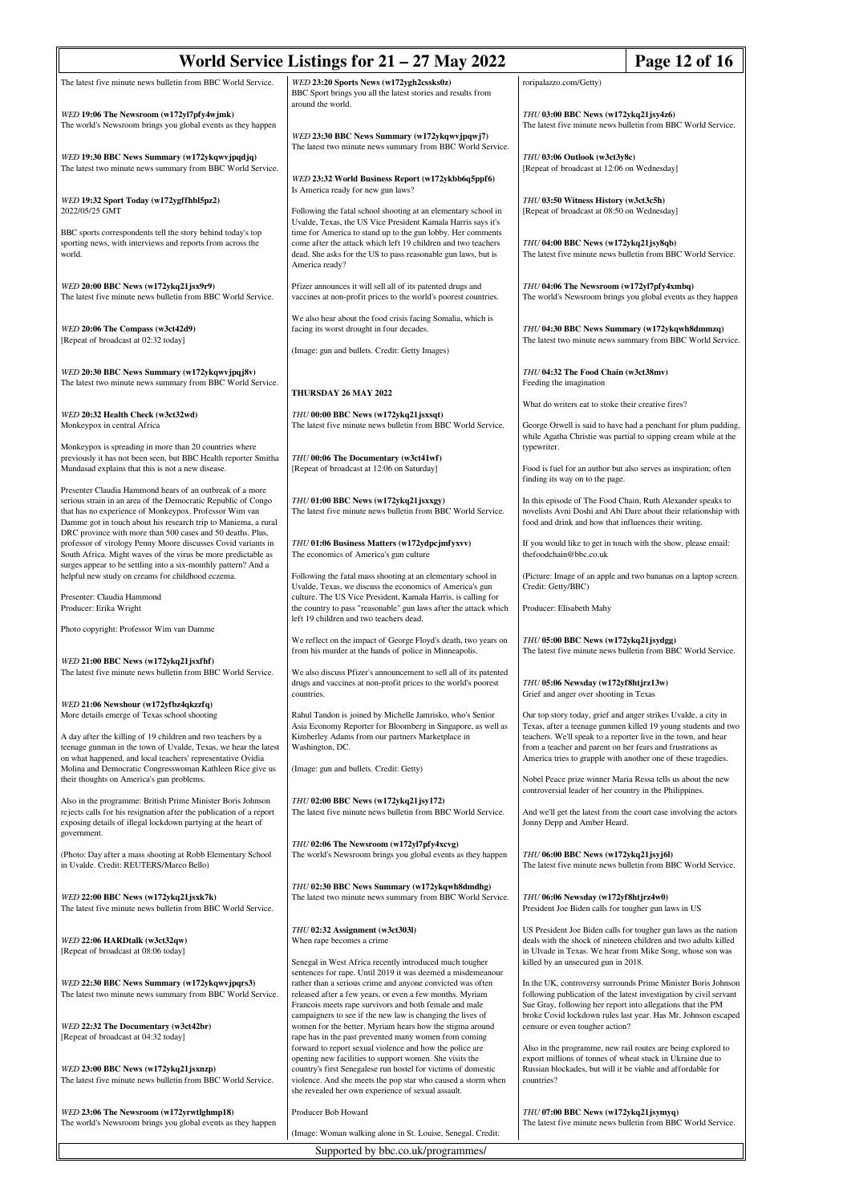The latest five minute news bulletin from BBC World Service.

**WED 19:06 The Newsroom (w172yl7pfy4wjmk)**
The world's Newsroom brings you global events as they happen

**WED 19:30 BBC News Summary (w172ykqwvjpqdjq)**
The latest two minute news summary from BBC World Service.

**WED 19:32 Sport Today (w172ygffhbl5pz2)**
2022/05/25 GMT

BBC sports correspondents tell the story behind today's top sporting news, with interviews and reports from across the world.

**WED 20:00 BBC News (w172ykq21jsx9r9)**
The latest five minute news bulletin from BBC World Service.

**WED 20:06 The Compass (w3ct42d9)**
[Repeat of broadcast at 02:32 today]

**WED 20:30 BBC News Summary (w172ykqwvjpqj8v)**
The latest two minute news summary from BBC World Service.

**WED 20:32 Health Check (w3ct32wd)**
Monkeypox in central Africa

Monkeypox is spreading in more than 20 countries where previously it has not been seen, but BBC Health reporter Smitha Mundasad explains that this is not a new disease.

Presenter Claudia Hammond hears of an outbreak of a more serious strain in an area of the Democratic Republic of Congo that has no experience of Monkeypox. Professor Wim van Damme got in touch about his research trip to Maniema, a rural DRC province with more than 500 cases and 50 deaths. Plus, professor of virology Penny Moore discusses Covid variants in South Africa. Might waves of the virus be more predictable as surges appear to be settling into a six-monthly pattern? And a helpful new study on creams for childhood eczema.

Presenter: Claudia Hammond
Producer: Erika Wright

Photo copyright: Professor Wim van Damme

**WED 21:00 BBC News (w172ykq21jsxfhf)**
The latest five minute news bulletin from BBC World Service.

**WED 21:06 Newshour (w172yfbz4qkzzfq)**
More details emerge of Texas school shooting

A day after the killing of 19 children and two teachers by a teenage gunman in the town of Uvalde, Texas, we hear the latest on what happened, and local teachers' representative Ovidia Molina and Democratic Congresswoman Kathleen Rice give us their thoughts on America's gun problems.

Also in the programme: British Prime Minister Boris Johnson rejects calls for his resignation after the publication of a report exposing details of illegal lockdown partying at the heart of government.

(Photo: Day after a mass shooting at Robb Elementary School in Uvalde. Credit: REUTERS/Marco Bello)

**WED 22:00 BBC News (w172ykq21jsxk7k)**
The latest five minute news bulletin from BBC World Service.

**WED 22:06 HARDtalk (w3ct32qw)**
[Repeat of broadcast at 08:06 today]

**WED 22:30 BBC News Summary (w172ykqwvjpqrs3)**
The latest two minute news summary from BBC World Service.

**WED 22:32 The Documentary (w3ct42br)**
[Repeat of broadcast at 04:32 today]

**WED 23:00 BBC News (w172ykq21jsxnzp)**
The latest five minute news bulletin from BBC World Service.

**WED 23:06 The Newsroom (w172yrwtlghmp18)**
The world's Newsroom brings you global events as they happen

**WED 23:20 Sports News (w172ygh2cssks0z)**
BBC Sport brings you all the latest stories and results from around the world.

**WED 23:30 BBC News Summary (w172ykqwvjpqwj7)**
The latest two minute news summary from BBC World Service.

**WED 23:32 World Business Report (w172ykbb6q5ppf6)**
Is America ready for new gun laws?

Following the fatal school shooting at an elementary school in Uvalde, Texas, the US Vice President Kamala Harris says it's time for America to stand up to the gun lobby. Her comments come after the attack which left 19 children and two teachers dead. She asks for the US to pass reasonable gun laws, but is America ready?

Pfizer announces it will sell all of its patented drugs and vaccines at non-profit prices to the world's poorest countries.

We also hear about the food crisis facing Somalia, which is facing its worst drought in four decades.

(Image: gun and bullets. Credit: Getty Images)

## THURSDAY 26 MAY 2022

**THU 00:00 BBC News (w172ykq21jsxsqt)**
The latest five minute news bulletin from BBC World Service.

**THU 00:06 The Documentary (w3ct41wf)**
[Repeat of broadcast at 12:06 on Saturday]

**THU 01:00 BBC News (w172ykq21jsxxgy)**
The latest five minute news bulletin from BBC World Service.

**THU 01:06 Business Matters (w172ydpcjmfyxvv)**
The economics of America's gun culture

Following the fatal mass shooting at an elementary school in Uvalde, Texas, we discuss the economics of America's gun culture. The US Vice President, Kamala Harris, is calling for the country to pass "reasonable" gun laws after the attack which left 19 children and two teachers dead.

We reflect on the impact of George Floyd's death, two years on from his murder at the hands of police in Minneapolis.

We also discuss Pfizer's announcement to sell all of its patented drugs and vaccines at non-profit prices to the world's poorest countries.

Rahul Tandon is joined by Michelle Jamrisko, who's Senior Asia Economy Reporter for Bloomberg in Singapore, as well as Kimberley Adams from our partners Marketplace in Washington, DC.

(Image: gun and bullets. Credit: Getty)

**THU 02:00 BBC News (w172ykq21jsy172)**
The latest five minute news bulletin from BBC World Service.

**THU 02:06 The Newsroom (w172yl7pfy4xcvg)**
The world's Newsroom brings you global events as they happen

**THU 02:30 BBC News Summary (w172ykqwh8dmdhg)**
The latest two minute news summary from BBC World Service.

**THU 02:32 Assignment (w3ct303l)**
When rape becomes a crime

Senegal in West Africa recently introduced much tougher sentences for rape. Until 2019 it was deemed a misdemeanour rather than a serious crime and anyone convicted was often released after a few years, or even a few months. Myriam Francois meets rape survivors and both female and male campaigners to see if the new law is changing the lives of women for the better. Myriam hears how the stigma around rape has in the past prevented many women from coming forward to report sexual violence and how the police are opening new facilities to support women. She visits the country's first Senegalese run hostel for victims of domestic violence. And she meets the pop star who caused a storm when she revealed her own experience of sexual assault.

Producer Bob Howard

(Image: Woman walking alone in St. Louise, Senegal. Credit: roripalazzo.com/Getty)

**THU 03:00 BBC News (w172ykq21jsy4z6)**
The latest five minute news bulletin from BBC World Service.

**THU 03:06 Outlook (w3ct3y8c)**
[Repeat of broadcast at 12:06 on Wednesday]

**THU 03:50 Witness History (w3ct3c5h)**
[Repeat of broadcast at 08:50 on Wednesday]

**THU 04:00 BBC News (w172ykq21jsy8qb)**
The latest five minute news bulletin from BBC World Service.

**THU 04:06 The Newsroom (w172yl7pfy4xmbq)**
The world's Newsroom brings you global events as they happen

**THU 04:30 BBC News Summary (w172ykqwh8dmmzq)**
The latest two minute news summary from BBC World Service.

**THU 04:32 The Food Chain (w3ct38mv)**
Feeding the imagination

What do writers eat to stoke their creative fires?

George Orwell is said to have had a penchant for plum pudding, while Agatha Christie was partial to sipping cream while at the typewriter.

Food is fuel for an author but also serves as inspiration; often finding its way on to the page.

In this episode of The Food Chain, Ruth Alexander speaks to novelists Avni Doshi and Abi Dare about their relationship with food and drink and how that influences their writing.

If you would like to get in touch with the show, please email: thefoodchain@bbc.co.uk

(Picture: Image of an apple and two bananas on a laptop screen. Credit: Getty/BBC)

Producer: Elisabeth Mahy

**THU 05:00 BBC News (w172ykq21jsydgg)**
The latest five minute news bulletin from BBC World Service.

**THU 05:06 Newsday (w172yf8htjrz13w)**
Grief and anger over shooting in Texas

Our top story today, grief and anger strikes Uvalde, a city in Texas, after a teenage gunmen killed 19 young students and two teachers. We'll speak to a reporter live in the town, and hear from a teacher and parent on her fears and frustrations as America tries to grapple with another one of these tragedies.

Nobel Peace prize winner Maria Ressa tells us about the new controversial leader of her country in the Philippines.

And we'll get the latest from the court case involving the actors Jonny Depp and Amber Heard.

**THU 06:00 BBC News (w172ykq21jsyj6l)**
The latest five minute news bulletin from BBC World Service.

**THU 06:06 Newsday (w172yf8htjrz4w0)**
President Joe Biden calls for tougher gun laws in US

US President Joe Biden calls for tougher gun laws as the nation deals with the shock of nineteen children and two adults killed in Ulvade in Texas. We hear from Mike Song, whose son was killed by an unsecured gun in 2018.

In the UK, controversy surrounds Prime Minister Boris Johnson following publication of the latest investigation by civil servant Sue Gray, following her report into allegations that the PM broke Covid lockdown rules last year. Has Mr. Johnson escaped censure or even tougher action?

Also in the programme, new rail routes are being explored to export millions of tonnes of wheat stuck in Ukraine due to Russian blockades, but will it be viable and affordable for countries?

**THU 07:00 BBC News (w172ykq21jsymyq)**
The latest five minute news bulletin from BBC World Service.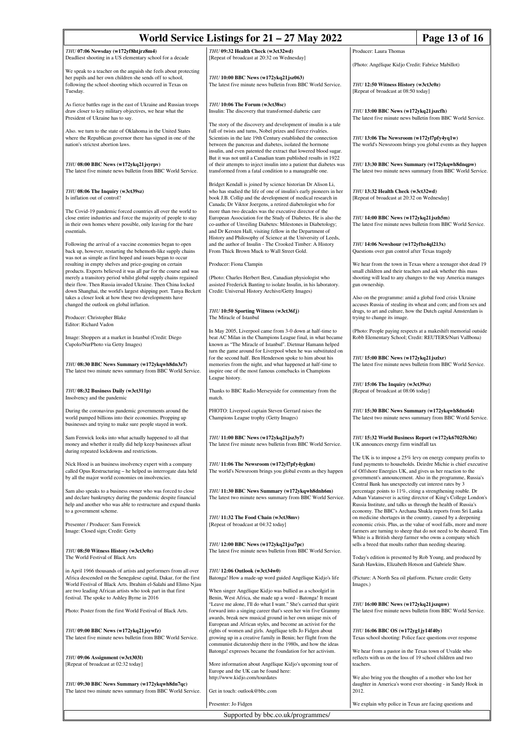*THU* **07:06 Newsday (w172yf8htjrz8m4)**
Deadliest shooting in a US elementary school for a decade

We speak to a teacher on the anguish she feels about protecting her pupils and her own children she sends off to school, following the school shooting which occurred in Texas on Tuesday.

As fierce battles rage in the east of Ukraine and Russian troops draw closer to key military objectives, we hear what the President of Ukraine has to say.

Also. we turn to the state of Oklahoma in the United States where the Republican governor there has signed in one of the nation's strictest abortion laws.

*THU* **08:00 BBC News (w172ykq21jsyrpv)**
The latest five minute news bulletin from BBC World Service.

*THU* **08:06 The Inquiry (w3ct39sz)**
Is inflation out of control?

The Covid-19 pandemic forced countries all over the world to close entire industries and force the majority of people to stay in their own homes where possible, only leaving for the bare essentials.

Following the arrival of a vaccine economies began to open back up, however, restarting the behemoth-like supply chains was not as simple as first hoped and issues began to occur resulting in empty shelves and price-gouging on certain products. Experts believed it was all par for the course and was merely a transitory period whilst global supply chains regained their flow. Then Russia invaded Ukraine. Then China locked down Shanghai, the world's largest shipping port. Tanya Beckett takes a closer look at how these two developments have changed the outlook on global inflation.

Producer: Christopher Blake
Editor: Richard Vadon

Image: Shoppers at a market in Istanbul (Credit: Diego Cupolo/NurPhoto via Getty Images)

*THU* **08:30 BBC News Summary (w172ykqwh8dn3z7)**
The latest two minute news summary from BBC World Service.

*THU* **08:32 Business Daily (w3ct311p)**
Insolvency and the pandemic

During the coronavirus pandemic governments around the world pumped billions into their economies. Propping up businesses and trying to make sure people stayed in work.

Sam Fenwick looks into what actually happened to all that money and whether it really did help keep businesses afloat during repeated lockdowns and restrictions.

Nick Hood is an business insolvency expert with a company called Opus Restructuring – he helped us interrogate data held by all the major world economies on insolvencies.

Sam also speaks to a business owner who was forced to close and declare bankruptcy during the pandemic despite financial help and another who was able to restructure and expand thanks to a government scheme.

Presenter / Producer: Sam Fenwick
Image: Closed sign; Credit: Getty

*THU* **08:50 Witness History (w3ct3c0z)**
The World Festival of Black Arts

in April 1966 thousands of artists and performers from all over Africa descended on the Senegalese capital, Dakar, for the first World Festival of Black Arts. Ibrahim el-Salahi and Elimo Njau are two leading African artists who took part in that first festival. The spoke to Ashley Byrne in 2016

Photo: Poster from the first World Festival of Black Arts.

*THU* **09:00 BBC News (w172ykq21jsywfz)**
The latest five minute news bulletin from BBC World Service.

*THU* **09:06 Assignment (w3ct303l)**
[Repeat of broadcast at 02:32 today]

*THU* **09:30 BBC News Summary (w172ykqwh8dn7qc)**
The latest two minute news summary from BBC World Service.

*THU* **09:32 Health Check (w3ct32wd)**
[Repeat of broadcast at 20:32 on Wednesday]

*THU* **10:00 BBC News (w172ykq21jsz063)**
The latest five minute news bulletin from BBC World Service.

*THU* **10:06 The Forum (w3ct38sc)**
Insulin: The discovery that transformed diabetic care

The story of the discovery and development of insulin is a tale full of twists and turns, Nobel prizes and fierce rivalries. Scientists in the late 19th Century established the connection between the pancreas and diabetes, isolated the hormone insulin, and even patented the extract that lowered blood sugar. But it was not until a Canadian team published results in 1922 of their attempts to inject insulin into a patient that diabetes was transformed from a fatal condition to a manageable one.

Bridget Kendall is joined by science historian Dr Alison Li, who has studied the life of one of insulin's early pioneers in her book J.B. Collip and the development of medical research in Canada; Dr Viktor Joergens, a retired diabetologist who for more than two decades was the executive director of the European Association for the Study of Diabetes. He is also the co-author of Unveiling Diabetes: Milestones in Diabetology; and Dr Kersten Hall, visiting fellow in the Department of History and Philosophy of Science at the University of Leeds, and the author of Insulin - The Crooked Timber: A History From Thick Brown Muck to Wall Street Gold.

Producer: Fiona Clampin

(Photo: Charles Herbert Best, Canadian physiologist who assisted Frederick Banting to isolate Insulin, in his laboratory. Credit: Universal History Archive/Getty Images)

*THU* **10:50 Sporting Witness (w3ct36fj)**
The Miracle of Istanbul

In May 2005, Liverpool came from 3-0 down at half-time to beat AC Milan in the Champions League final, in what became known as "The Miracle of Istanbul". Dietmar Hamann helped turn the game around for Liverpool when he was substituted on for the second half. Ben Henderson spoke to him about his memories from the night, and what happened at half-time to inspire one of the most famous comebacks in Champions League history.

Thanks to BBC Radio Merseyside for commentary from the match.

PHOTO: Liverpool captain Steven Gerrard raises the Champions League trophy (Getty Images)

*THU* **11:00 BBC News (w172ykq21jsz3y7)**
The latest five minute news bulletin from BBC World Service.

*THU* **11:06 The Newsroom (w172yl7pfy4ygkm)**
The world's Newsroom brings you global events as they happen

*THU* **11:30 BBC News Summary (w172ykqwh8dnh6m)**
The latest two minute news summary from BBC World Service.

*THU* **11:32 The Food Chain (w3ct38mv)**
[Repeat of broadcast at 04:32 today]

*THU* **12:00 BBC News (w172ykq21jsz7pc)**
The latest five minute news bulletin from BBC World Service.

*THU* **12:06 Outlook (w3ct34w0)**
Batonga! How a made-up word guided Angélique Kidjo's life

When singer Angélique Kidjo was bullied as a schoolgirl in Benin, West Africa, she made up a word - Batonga! It meant "Leave me alone, I'll do what I want." She's carried that spirit forward into a singing career that's seen her win five Grammy awards, break new musical ground in her own unique mix of European and African styles, and become an activist for the rights of women and girls. Angélique Kidjo tells Jo Fidgen about growing up in a creative family in Benin; her flight from the communist dictatorship there in the 1980s, and how the ideas Batonga! expresses became the foundation for her activism.

More information about Angélique Kidjo's upcoming tour of Europe and the UK can be found here:
http://www.kidjo.com/tourdates

Get in touch: outlook@bbc.com

Presenter: Jo Fidgen
Producer: Laura Thomas

(Photo: Angélique Kidjo Credit: Fabrice Mabillot)

*THU* **12:50 Witness History (w3ct3c0z)**
[Repeat of broadcast at 08:50 today]

*THU* **13:00 BBC News (w172ykq21jszcfh)**
The latest five minute news bulletin from BBC World Service.

*THU* **13:06 The Newsroom (w172yl7pfy4yq1w)**
The world's Newsroom brings you global events as they happen

*THU* **13:30 BBC News Summary (w172ykqwh8dnqpw)**
The latest two minute news summary from BBC World Service.

*THU* **13:32 Health Check (w3ct32wd)**
[Repeat of broadcast at 20:32 on Wednesday]

*THU* **14:00 BBC News (w172ykq21jszh5m)**
The latest five minute news bulletin from BBC World Service.

*THU* **14:06 Newshour (w172yfbz4ql213x)**
Questions over gun control after Texas tragedy

We hear from the town in Texas where a teenager shot dead 19 small children and their teachers and ask whether this mass shooting will lead to any changes to the way America manages gun ownership.

Also on the programme: amid a global food crisis Ukraine accuses Russia of stealing its wheat and corn; and from sex and drugs, to art and culture, how the Dutch capital Amsterdam is trying to change its image.

(Photo: People paying respects at a makeshift memorial outside Robb Elementary School; Credit: REUTERS/Nuri Vallbona)

*THU* **15:00 BBC News (w172ykq21jszlxr)**
The latest five minute news bulletin from BBC World Service.

*THU* **15:06 The Inquiry (w3ct39sz)**
[Repeat of broadcast at 08:06 today]

*THU* **15:30 BBC News Summary (w172ykqwh8dnz64)**
The latest two minute news summary from BBC World Service.

*THU* **15:32 World Business Report (w172yk67025b36t)**
UK announces energy firm windfall tax

The UK is to impose a 25% levy on energy company profits to fund payments to households. Deirdre Michie is chief executive of Offshore Energies UK, and gives us her reaction to the government's announcement. Also in the programme, Russia's Central Bank has unexpectedly cut interest rates by 3 percentage points to 11%, citing a strengthening rouble. Dr Adnan Vatansever is acting director of King's College London's Russia Institute, and talks us through the health of Russia's economy. The BBC's Archana Shukla reports from Sri Lanka on medicine shortages in the country, caused by a deepening economic crisis. Plus, as the value of wool falls, more and more farmers are turning to sheep that do not need to be sheared. Tim White is a British sheep farmer who owns a company which sells a breed that moults rather than needing shearing.

Today's edition is presented by Rob Young, and produced by Sarah Hawkins, Elizabeth Hotson and Gabriele Shaw.

(Picture: A North Sea oil platform. Picture credit: Getty Images.)

*THU* **16:00 BBC News (w172ykq21jszqnw)**
The latest five minute news bulletin from BBC World Service.

*THU* **16:06 BBC OS (w172yg1jy14f40y)**
Texas school shooting: Police face questions over response

We hear from a pastor in the Texas town of Uvalde who reflects with us on the loss of 19 school children and two teachers.

We also bring you the thoughts of a mother who lost her daughter in America's worst ever shooting - in Sandy Hook in 2012.

We explain why police in Texas are facing questions and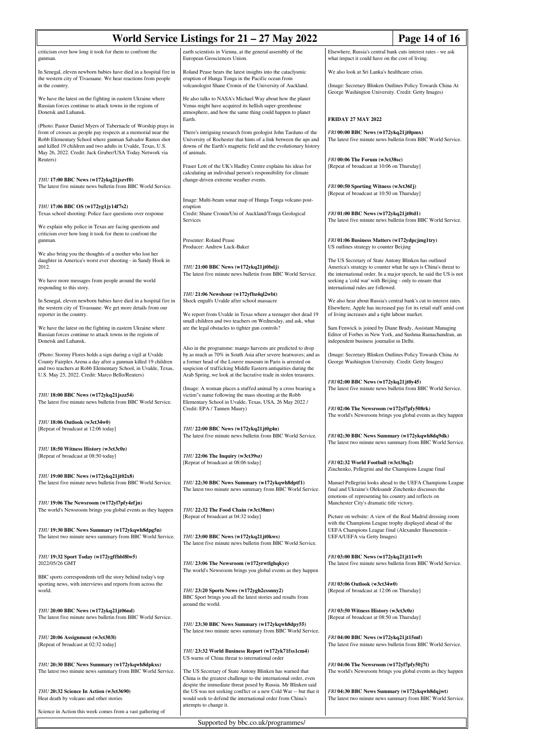criticism over how long it took for them to confront the gunman.

In Senegal, eleven newborn babies have died in a hospital fire in the western city of Tivaouane. We hear reactions from people in the country.

We have the latest on the fighting in eastern Ukraine where Russian forces continue to attack towns in the regions of Donetsk and Luhansk.

(Photo: Pastor Daniel Myers of Tabernacle of Worship prays in front of crosses as people pay respects at a memorial near the Robb Elementary School where gunman Salvador Ramos shot and killed 19 children and two adults in Uvalde, Texas, U.S. May 26, 2022. Credit: Jack Gruber/USA Today Network via Reuters)

***THU* 17:00 BBC News (w172ykq21jszvf0)**
The latest five minute news bulletin from BBC World Service.

***THU* 17:06 BBC OS (w172yg1jy14f7s2)**
Texas school shooting: Police face questions over response

We explain why police in Texas are facing questions and criticism over how long it took for them to confront the gunman.

We also bring you the thoughts of a mother who lost her daughter in America's worst ever shooting - in Sandy Hook in 2012.

We have more messages from people around the world responding to this story.

In Senegal, eleven newborn babies have died in a hospital fire in the western city of Tivaouane. We get more details from our reporter in the country.

We have the latest on the fighting in eastern Ukraine where Russian forces continue to attack towns in the regions of Donetsk and Luhansk.

(Photo: Stormy Flores holds a sign during a vigil at Uvalde County Fairplex Arena a day after a gunman killed 19 children and two teachers at Robb Elementary School in Uvalde, Texas, U.S. May 25, 2022. Credit: Marco Bello/Reuters)

***THU* 18:00 BBC News (w172ykq21jszz54)**
The latest five minute news bulletin from BBC World Service.

***THU* 18:06 Outlook (w3ct34w0)**
[Repeat of broadcast at 12:06 today]

***THU* 18:50 Witness History (w3ct3c0z)**
[Repeat of broadcast at 08:50 today]

***THU* 19:00 BBC News (w172ykq21jt02x8)**
The latest five minute news bulletin from BBC World Service.

***THU* 19:06 The Newsroom (w172yl7pfy4zfjn)**
The world's Newsroom brings you global events as they happen

***THU* 19:30 BBC News Summary (w172ykqwh8dpg5n)**
The latest two minute news summary from BBC World Service.

***THU* 19:32 Sport Today (w172ygffhbl8lw5)**
2022/05/26 GMT

BBC sports correspondents tell the story behind today's top sporting news, with interviews and reports from across the world.

***THU* 20:00 BBC News (w172ykq21jt06nd)**
The latest five minute news bulletin from BBC World Service.

***THU* 20:06 Assignment (w3ct303l)**
[Repeat of broadcast at 02:32 today]

***THU* 20:30 BBC News Summary (w172ykqwh8dpkxs)**
The latest two minute news summary from BBC World Service.

***THU* 20:32 Science In Action (w3ct3690)**
Heat death by volcano and other stories

Science in Action this week comes from a vast gathering of earth scientists in Vienna, at the general assembly of the European Geosciences Union.

Roland Pease hears the latest insights into the cataclysmic eruption of Hunga Tonga in the Pacific ocean from volcanologist Shane Cronin of the University of Auckland.

He also talks to NASA's Michael Way about how the planet Venus might have acquired its hellish super-greenhouse atmosphere, and how the same thing could happen to planet Earth.

There's intriguing research from geologist John Tarduno of the University of Rochester that hints of a link between the ups and downs of the Earth's magnetic field and the evolutionary history of animals.

Fraser Lott of the UK's Hadley Centre explains his ideas for calculating an individual person's responsibility for climate change-driven extreme weather events.

Image: Multi-beam sonar map of Hunga Tonga volcano post-eruption
Credit: Shane Cronin/Uni of Auckland/Tonga Geological Services

Presenter: Roland Pease
Producer: Andrew Luck-Baker

***THU* 21:00 BBC News (w172ykq21jt0bdj)**
The latest five minute news bulletin from BBC World Service.

***THU* 21:06 Newshour (w172yfbz4ql2wbt)**
Shock engulfs Uvalde after school massacre

We report from Uvalde in Texas where a teenager shot dead 19 small children and two teachers on Wednesday, and ask, what are the legal obstacles to tighter gun controls?

Also in the programme: mango harvests are predicted to drop by as much as 70% in South Asia after severe heatwaves; and as a former head of the Louvre museum in Paris is arrested on suspicion of trafficking Middle Eastern antiquities during the Arab Spring, we look at the lucrative trade in stolen treasures.

(Image: A woman places a stuffed animal by a cross bearing a victim"s name following the mass shooting at the Robb Elementary School in Uvalde, Texas, USA, 26 May 2022 / Credit: EPA / Tannen Maury)

***THU* 22:00 BBC News (w172ykq21jt0g4n)**
The latest five minute news bulletin from BBC World Service.

***THU* 22:06 The Inquiry (w3ct39sz)**
[Repeat of broadcast at 08:06 today]

***THU* 22:30 BBC News Summary (w172ykqwh8dptf1)**
The latest two minute news summary from BBC World Service.

***THU* 22:32 The Food Chain (w3ct38mv)**
[Repeat of broadcast at 04:32 today]

***THU* 23:00 BBC News (w172ykq21jt0kws)**
The latest five minute news bulletin from BBC World Service.

***THU* 23:06 The Newsroom (w172yrwtlghqkyc)**
The world's Newsroom brings you global events as they happen

***THU* 23:20 Sports News (w172ygh2cssnny2)**
BBC Sport brings you all the latest stories and results from around the world.

***THU* 23:30 BBC News Summary (w172ykqwh8dpy55)**
The latest two minute news summary from BBC World Service.

***THU* 23:32 World Business Report (w172yk71fss1cm4)**
US warns of China threat to international order

The US Secretary of State Antony Blinken has warned that China is the greatest challenge to the international order, even despite the immediate threat posed by Russia. Mr Blinken said the US was not seeking conflict or a new Cold War -- but that it would seek to defend the international order from China's attempts to change it.

Elsewhere, Russia's central bank cuts interest rates - we ask what impact it could have on the cost of living.

We also look at Sri Lanka's healthcare crisis.

(Image: Secretary Blinken Outlines Policy Towards China At George Washington University. Credit: Getty Images)

## FRIDAY 27 MAY 2022

***FRI* 00:00 BBC News (w172ykq21jt0pmx)**
The latest five minute news bulletin from BBC World Service.

***FRI* 00:06 The Forum (w3ct38sc)**
[Repeat of broadcast at 10:06 on Thursday]

***FRI* 00:50 Sporting Witness (w3ct36fj)**
[Repeat of broadcast at 10:50 on Thursday]

***FRI* 01:00 BBC News (w172ykq21jt0td1)**
The latest five minute news bulletin from BBC World Service.

***FRI* 01:06 Business Matters (w172ydpcjmg1try)**
US outlines strategy to counter Beijing

The US Secretary of State Antony Blinken has outlined America's strategy to counter what he says is China's threat to the international order. In a major speech, he said the US is not seeking a 'cold war' with Beijing - only to ensure that international rules are followed.

We also hear about Russia's central bank's cut to interest rates. Elsewhere, Apple has increased pay for its retail staff amid cost of living increases and a tight labour market.

Sam Fenwick is joined by Diane Brady, Assistant Managing Editor of Forbes in New York, and Sushma Ramachandran, an independent business journalist in Delhi.

(Image: Secretary Blinken Outlines Policy Towards China At George Washington University. Credit: Getty Images)

***FRI* 02:00 BBC News (w172ykq21jt0y45)**
The latest five minute news bulletin from BBC World Service.

***FRI* 02:06 The Newsroom (w172yl7pfy508rk)**
The world's Newsroom brings you global events as they happen

***FRI* 02:30 BBC News Summary (w172ykqwh8dq9dk)**
The latest two minute news summary from BBC World Service.

***FRI* 02:32 World Football (w3ct3hq2)**
Zinchenko, Pellegrini and the Champions League final

Manuel Pellegrini looks ahead to the UEFA Champions League final and Ukraine's Oleksandr Zinchenko discusses the emotions of representing his country and reflects on Manchester City's dramatic title victory.

Picture on website: A view of the Real Madrid dressing room with the Champions League trophy displayed ahead of the UEFA Champions League final (Alexander Hassenstein - UEFA/UEFA via Getty Images)

***FRI* 03:00 BBC News (w172ykq21jt11w9)**
The latest five minute news bulletin from BBC World Service.

***FRI* 03:06 Outlook (w3ct34w0)**
[Repeat of broadcast at 12:06 on Thursday]

***FRI* 03:50 Witness History (w3ct3c0z)**
[Repeat of broadcast at 08:50 on Thursday]

***FRI* 04:00 BBC News (w172ykq21jt15mf)**
The latest five minute news bulletin from BBC World Service.

***FRI* 04:06 The Newsroom (w172yl7pfy50j7t)**
The world's Newsroom brings you global events as they happen

***FRI* 04:30 BBC News Summary (w172ykqwh8dqjwt)**
The latest two minute news summary from BBC World Service.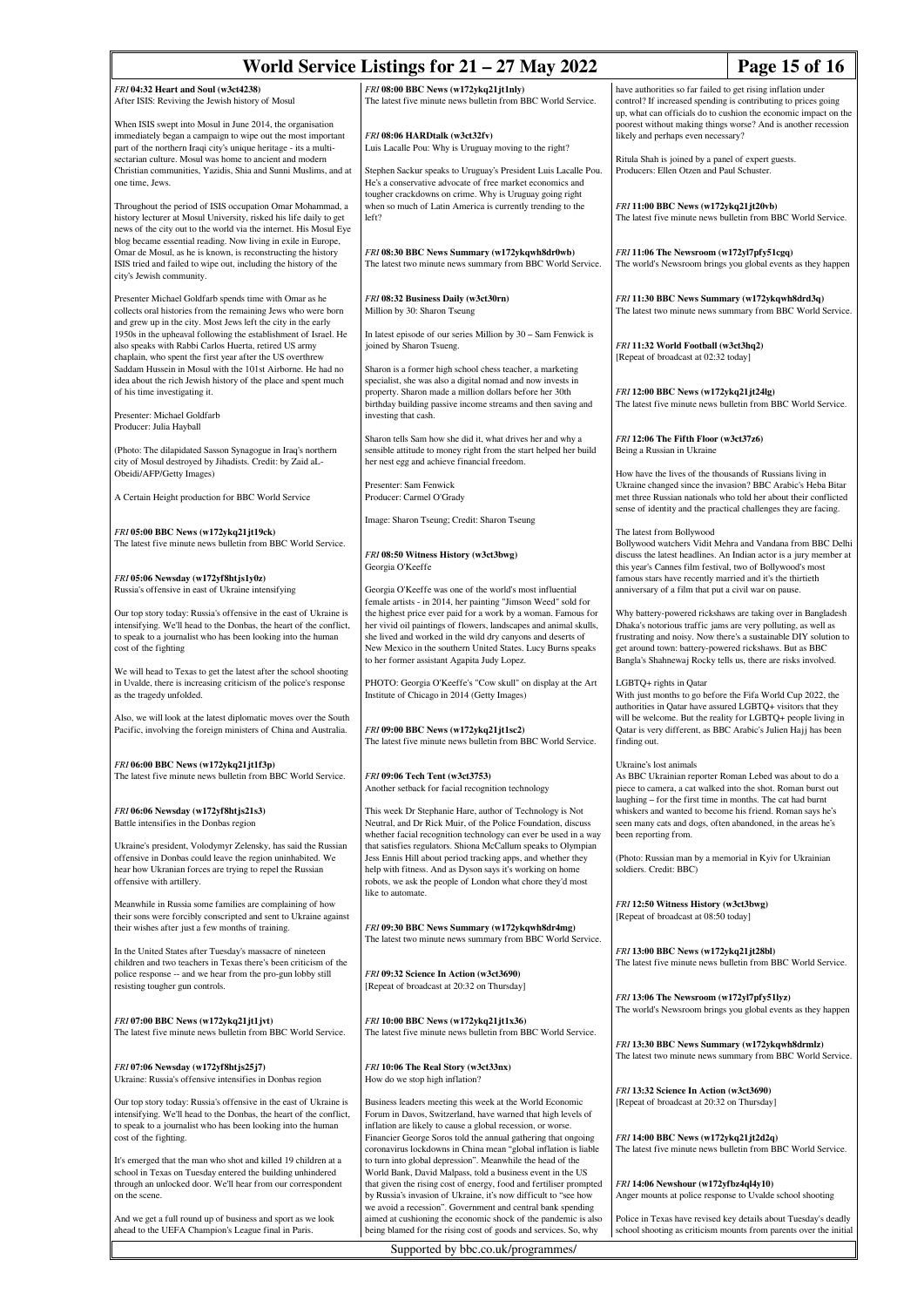### *FRI* **04:32 Heart and Soul (w3ct4238)**

After ISIS: Reviving the Jewish history of Mosul

When ISIS swept into Mosul in June 2014, the organisation immediately began a campaign to wipe out the most important part of the northern Iraqi city's unique heritage - its a multi-sectarian culture. Mosul was home to ancient and modern Christian communities, Yazidis, Shia and Sunni Muslims, and at one time, Jews.

Throughout the period of ISIS occupation Omar Mohammad, a history lecturer at Mosul University, risked his life daily to get news of the city out to the world via the internet. His Mosul Eye blog became essential reading. Now living in exile in Europe, Omar de Mosul, as he is known, is reconstructing the history ISIS tried and failed to wipe out, including the history of the city's Jewish community.

Presenter Michael Goldfarb spends time with Omar as he collects oral histories from the remaining Jews who were born and grew up in the city. Most Jews left the city in the early 1950s in the upheaval following the establishment of Israel. He also speaks with Rabbi Carlos Huerta, retired US army chaplain, who spent the first year after the US overthrew Saddam Hussein in Mosul with the 101st Airborne. He had no idea about the rich Jewish history of the place and spent much of his time investigating it.

Presenter: Michael Goldfarb
Producer: Julia Hayball

(Photo: The dilapidated Sasson Synagogue in Iraq's northern city of Mosul destroyed by Jihadists. Credit: by Zaid aL-Obeidi/AFP/Getty Images)

A Certain Height production for BBC World Service

### *FRI* **05:00 BBC News (w172ykq21jt19ck)**

The latest five minute news bulletin from BBC World Service.

### *FRI* **05:06 Newsday (w172yf8htjs1y0z)**

Russia's offensive in east of Ukraine intensifying

Our top story today: Russia's offensive in the east of Ukraine is intensifying. We'll head to the Donbas, the heart of the conflict, to speak to a journalist who has been looking into the human cost of the fighting

We will head to Texas to get the latest after the school shooting in Uvalde, there is increasing criticism of the police's response as the tragedy unfolded.

Also, we will look at the latest diplomatic moves over the South Pacific, involving the foreign ministers of China and Australia.

### *FRI* **06:00 BBC News (w172ykq21jt1f3p)**

The latest five minute news bulletin from BBC World Service.

### *FRI* **06:06 Newsday (w172yf8htjs21s3)**

Battle intensifies in the Donbas region

Ukraine's president, Volodymyr Zelensky, has said the Russian offensive in Donbas could leave the region uninhabited. We hear how Ukranian forces are trying to repel the Russian offensive with artillery.

Meanwhile in Russia some families are complaining of how their sons were forcibly conscripted and sent to Ukraine against their wishes after just a few months of training.

In the United States after Tuesday's massacre of nineteen children and two teachers in Texas there's been criticism of the police response -- and we hear from the pro-gun lobby still resisting tougher gun controls.

### *FRI* **07:00 BBC News (w172ykq21jt1jvt)**

The latest five minute news bulletin from BBC World Service.

### *FRI* **07:06 Newsday (w172yf8htjs25j7)**

Ukraine: Russia's offensive intensifies in Donbas region

Our top story today: Russia's offensive in the east of Ukraine is intensifying. We'll head to the Donbas, the heart of the conflict, to speak to a journalist who has been looking into the human cost of the fighting.

It's emerged that the man who shot and killed 19 children at a school in Texas on Tuesday entered the building unhindered through an unlocked door. We'll hear from our correspondent on the scene.

And we get a full round up of business and sport as we look ahead to the UEFA Champion's League final in Paris.

### *FRI* **08:00 BBC News (w172ykq21jt1nly)**

The latest five minute news bulletin from BBC World Service.

### *FRI* **08:06 HARDtalk (w3ct32fv)**

Luis Lacalle Pou: Why is Uruguay moving to the right?

Stephen Sackur speaks to Uruguay's President Luis Lacalle Pou. He's a conservative advocate of free market economics and tougher crackdowns on crime. Why is Uruguay going right when so much of Latin America is currently trending to the left?

### *FRI* **08:30 BBC News Summary (w172ykqwh8dr0wb)**

The latest two minute news summary from BBC World Service.

### *FRI* **08:32 Business Daily (w3ct30rn)**

Million by 30: Sharon Tseung

In latest episode of our series Million by 30 – Sam Fenwick is joined by Sharon Tsueng.

Sharon is a former high school chess teacher, a marketing specialist, she was also a digital nomad and now invests in property. Sharon made a million dollars before her 30th birthday building passive income streams and then saving and investing that cash.

Sharon tells Sam how she did it, what drives her and why a sensible attitude to money right from the start helped her build her nest egg and achieve financial freedom.

Presenter: Sam Fenwick
Producer: Carmel O'Grady

Image: Sharon Tseung; Credit: Sharon Tseung

### *FRI* **08:50 Witness History (w3ct3bwg)**

Georgia O'Keeffe

Georgia O'Keeffe was one of the world's most influential female artists - in 2014, her painting "Jimson Weed" sold for the highest price ever paid for a work by a woman. Famous for her vivid oil paintings of flowers, landscapes and animal skulls, she lived and worked in the wild dry canyons and deserts of New Mexico in the southern United States. Lucy Burns speaks to her former assistant Agapita Judy Lopez.

PHOTO: Georgia O'Keeffe's "Cow skull" on display at the Art Institute of Chicago in 2014 (Getty Images)

### *FRI* **09:00 BBC News (w172ykq21jt1sc2)**

The latest five minute news bulletin from BBC World Service.

### *FRI* **09:06 Tech Tent (w3ct3753)**

Another setback for facial recognition technology

This week Dr Stephanie Hare, author of Technology is Not Neutral, and Dr Rick Muir, of the Police Foundation, discuss whether facial recognition technology can ever be used in a way that satisfies regulators. Shiona McCallum speaks to Olympian Jess Ennis Hill about period tracking apps, and whether they help with fitness. And as Dyson says it's working on home robots, we ask the people of London what chore they'd most like to automate.

### *FRI* **09:30 BBC News Summary (w172ykqwh8dr4mg)**

The latest two minute news summary from BBC World Service.

### *FRI* **09:32 Science In Action (w3ct3690)**

[Repeat of broadcast at 20:32 on Thursday]

### *FRI* **10:00 BBC News (w172ykq21jt1x36)**

The latest five minute news bulletin from BBC World Service.

### *FRI* **10:06 The Real Story (w3ct33nx)**

How do we stop high inflation?

Business leaders meeting this week at the World Economic Forum in Davos, Switzerland, have warned that high levels of inflation are likely to cause a global recession, or worse. Financier George Soros told the annual gathering that ongoing coronavirus lockdowns in China mean "global inflation is liable to turn into global depression". Meanwhile the head of the World Bank, David Malpass, told a business event in the US that given the rising cost of energy, food and fertiliser prompted by Russia's invasion of Ukraine, it's now difficult to "see how we avoid a recession". Government and central bank spending aimed at cushioning the economic shock of the pandemic is also being blamed for the rising cost of goods and services. So, why have authorities so far failed to get rising inflation under control? If increased spending is contributing to prices going up, what can officials do to cushion the economic impact on the poorest without making things worse? And is another recession likely and perhaps even necessary?

Ritula Shah is joined by a panel of expert guests.
Producers: Ellen Otzen and Paul Schuster.

### *FRI* **11:00 BBC News (w172ykq21jt20vb)**

The latest five minute news bulletin from BBC World Service.

### *FRI* **11:06 The Newsroom (w172yl7pfy51cgq)**

The world's Newsroom brings you global events as they happen

### *FRI* **11:30 BBC News Summary (w172ykqwh8drd3q)**

The latest two minute news summary from BBC World Service.

### *FRI* **11:32 World Football (w3ct3hq2)**

[Repeat of broadcast at 02:32 today]

### *FRI* **12:00 BBC News (w172ykq21jt24lg)**

The latest five minute news bulletin from BBC World Service.

### *FRI* **12:06 The Fifth Floor (w3ct37z6)**

Being a Russian in Ukraine

How have the lives of the thousands of Russians living in Ukraine changed since the invasion? BBC Arabic's Heba Bitar met three Russian nationals who told her about their conflicted sense of identity and the practical challenges they are facing.

The latest from Bollywood
Bollywood watchers Vidit Mehra and Vandana from BBC Delhi discuss the latest headlines. An Indian actor is a jury member at this year's Cannes film festival, two of Bollywood's most famous stars have recently married and it's the thirtieth anniversary of a film that put a civil war on pause.

Why battery-powered rickshaws are taking over in Bangladesh
Dhaka's notorious traffic jams are very polluting, as well as frustrating and noisy. Now there's a sustainable DIY solution to get around town: battery-powered rickshaws. But as BBC Bangla's Shahnewaj Rocky tells us, there are risks involved.

LGBTQ+ rights in Qatar
With just months to go before the Fifa World Cup 2022, the authorities in Qatar have assured LGBTQ+ visitors that they will be welcome. But the reality for LGBTQ+ people living in Qatar is very different, as BBC Arabic's Julien Hajj has been finding out.

Ukraine's lost animals
As BBC Ukrainian reporter Roman Lebed was about to do a piece to camera, a cat walked into the shot. Roman burst out laughing – for the first time in months. The cat had burnt whiskers and wanted to become his friend. Roman says he's seen many cats and dogs, often abandoned, in the areas he's been reporting from.

(Photo: Russian man by a memorial in Kyiv for Ukrainian soldiers. Credit: BBC)

### *FRI* **12:50 Witness History (w3ct3bwg)**

[Repeat of broadcast at 08:50 today]

### *FRI* **13:00 BBC News (w172ykq21jt28bl)**

The latest five minute news bulletin from BBC World Service.

### *FRI* **13:06 The Newsroom (w172yl7pfy51lyz)**

The world's Newsroom brings you global events as they happen

### *FRI* **13:30 BBC News Summary (w172ykqwh8drmlz)**

The latest two minute news summary from BBC World Service.

### *FRI* **13:32 Science In Action (w3ct3690)**

[Repeat of broadcast at 20:32 on Thursday]

### *FRI* **14:00 BBC News (w172ykq21jt2d2q)**

The latest five minute news bulletin from BBC World Service.

### *FRI* **14:06 Newshour (w172yfbz4ql4y10)**

Anger mounts at police response to Uvalde school shooting

Police in Texas have revised key details about Tuesday's deadly school shooting as criticism mounts from parents over the initial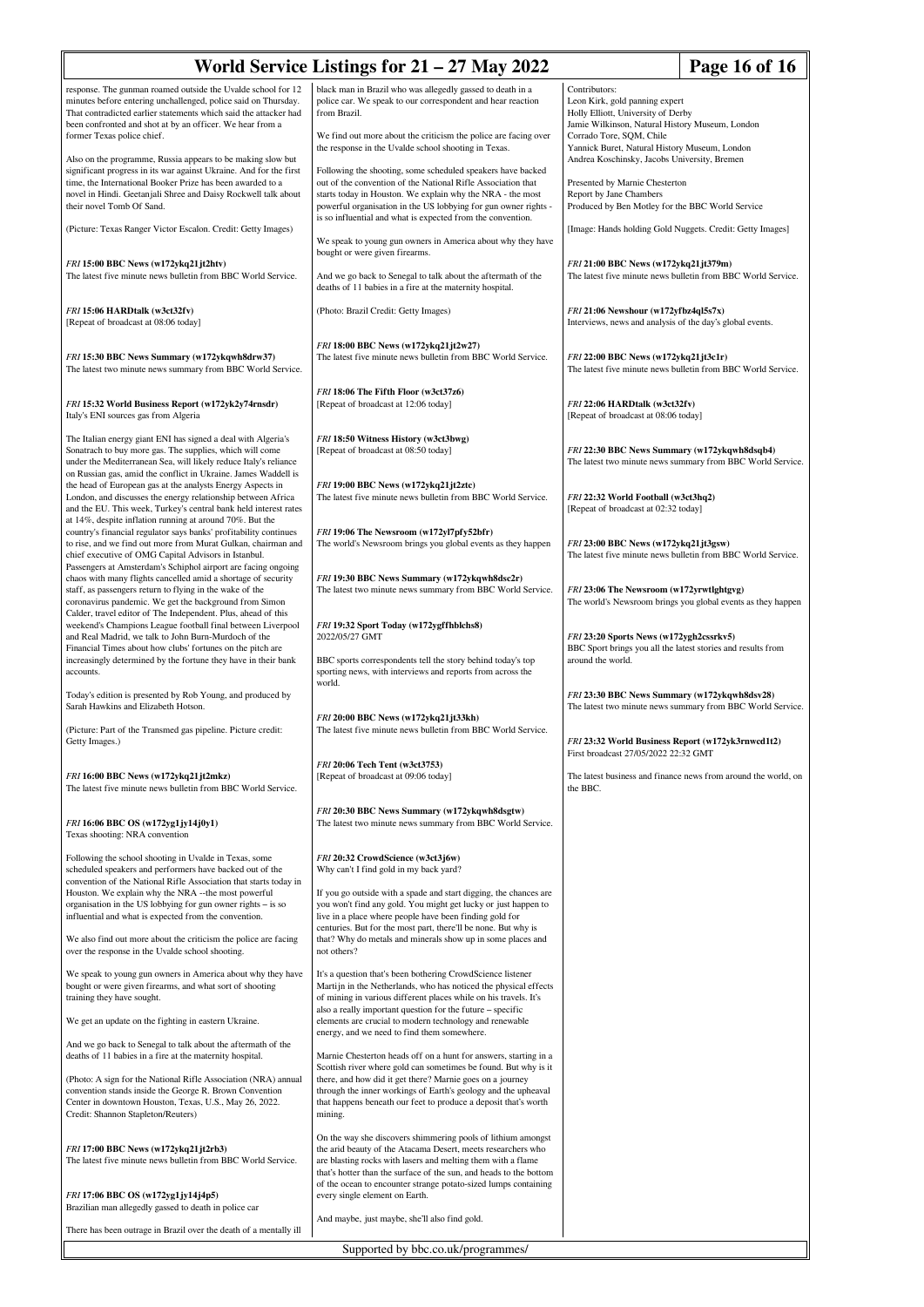response. The gunman roamed outside the Uvalde school for 12 minutes before entering unchallenged, police said on Thursday. That contradicted earlier statements which said the attacker had been confronted and shot at by an officer. We hear from a former Texas police chief.

Also on the programme, Russia appears to be making slow but significant progress in its war against Ukraine. And for the first time, the International Booker Prize has been awarded to a novel in Hindi. Geetanjali Shree and Daisy Rockwell talk about their novel Tomb Of Sand.

(Picture: Texas Ranger Victor Escalon. Credit: Getty Images)

*FRI* **15:00 BBC News (w172ykq21jt2htv)**
The latest five minute news bulletin from BBC World Service.

*FRI* **15:06 HARDtalk (w3ct32fv)**
[Repeat of broadcast at 08:06 today]

*FRI* **15:30 BBC News Summary (w172ykqwh8drw37)**
The latest two minute news summary from BBC World Service.

*FRI* **15:32 World Business Report (w172yk2y74rnsdr)**
Italy's ENI sources gas from Algeria

The Italian energy giant ENI has signed a deal with Algeria's Sonatrach to buy more gas. The supplies, which will come under the Mediterranean Sea, will likely reduce Italy's reliance on Russian gas, amid the conflict in Ukraine. James Waddell is the head of European gas at the analysts Energy Aspects in London, and discusses the energy relationship between Africa and the EU. This week, Turkey's central bank held interest rates at 14%, despite inflation running at around 70%. But the country's financial regulator says banks' profitability continues to rise, and we find out more from Murat Gulkan, chairman and chief executive of OMG Capital Advisors in Istanbul. Passengers at Amsterdam's Schiphol airport are facing ongoing chaos with many flights cancelled amid a shortage of security staff, as passengers return to flying in the wake of the coronavirus pandemic. We get the background from Simon Calder, travel editor of The Independent. Plus, ahead of this weekend's Champions League football final between Liverpool and Real Madrid, we talk to John Burn-Murdoch of the Financial Times about how clubs' fortunes on the pitch are increasingly determined by the fortune they have in their bank accounts.

Today's edition is presented by Rob Young, and produced by Sarah Hawkins and Elizabeth Hotson.

(Picture: Part of the Transmed gas pipeline. Picture credit: Getty Images.)

*FRI* **16:00 BBC News (w172ykq21jt2mkz)**
The latest five minute news bulletin from BBC World Service.

*FRI* **16:06 BBC OS (w172yg1jy14j0y1)**
Texas shooting: NRA convention

Following the school shooting in Uvalde in Texas, some scheduled speakers and performers have backed out of the convention of the National Rifle Association that starts today in Houston. We explain why the NRA --the most powerful organisation in the US lobbying for gun owner rights – is so influential and what is expected from the convention.

We also find out more about the criticism the police are facing over the response in the Uvalde school shooting.

We speak to young gun owners in America about why they have bought or were given firearms, and what sort of shooting training they have sought.

We get an update on the fighting in eastern Ukraine.

And we go back to Senegal to talk about the aftermath of the deaths of 11 babies in a fire at the maternity hospital.

(Photo: A sign for the National Rifle Association (NRA) annual convention stands inside the George R. Brown Convention Center in downtown Houston, Texas, U.S., May 26, 2022. Credit: Shannon Stapleton/Reuters)

*FRI* **17:00 BBC News (w172ykq21jt2rb3)**
The latest five minute news bulletin from BBC World Service.

*FRI* **17:06 BBC OS (w172yg1jy14j4p5)**
Brazilian man allegedly gassed to death in police car

There has been outrage in Brazil over the death of a mentally ill black man in Brazil who was allegedly gassed to death in a police car. We speak to our correspondent and hear reaction from Brazil.

We find out more about the criticism the police are facing over the response in the Uvalde school shooting in Texas.

Following the shooting, some scheduled speakers have backed out of the convention of the National Rifle Association that starts today in Houston. We explain why the NRA - the most powerful organisation in the US lobbying for gun owner rights - is so influential and what is expected from the convention.

We speak to young gun owners in America about why they have bought or were given firearms.

And we go back to Senegal to talk about the aftermath of the deaths of 11 babies in a fire at the maternity hospital.

(Photo: Brazil Credit: Getty Images)

*FRI* **18:00 BBC News (w172ykq21jt2w27)**
The latest five minute news bulletin from BBC World Service.

*FRI* **18:06 The Fifth Floor (w3ct37z6)**
[Repeat of broadcast at 12:06 today]

*FRI* **18:50 Witness History (w3ct3bwg)**
[Repeat of broadcast at 08:50 today]

*FRI* **19:00 BBC News (w172ykq21jt2ztc)**
The latest five minute news bulletin from BBC World Service.

*FRI* **19:06 The Newsroom (w172yl7pfy52bfr)**
The world's Newsroom brings you global events as they happen

*FRI* **19:30 BBC News Summary (w172ykqwh8dsc2r)**
The latest two minute news summary from BBC World Service.

*FRI* **19:32 Sport Today (w172ygffhblchs8)**
2022/05/27 GMT

BBC sports correspondents tell the story behind today's top sporting news, with interviews and reports from across the world.

*FRI* **20:00 BBC News (w172ykq21jt33kh)**
The latest five minute news bulletin from BBC World Service.

*FRI* **20:06 Tech Tent (w3ct3753)**
[Repeat of broadcast at 09:06 today]

*FRI* **20:30 BBC News Summary (w172ykqwh8dsgtw)**
The latest two minute news summary from BBC World Service.

*FRI* **20:32 CrowdScience (w3ct3j6w)**
Why can't I find gold in my back yard?

If you go outside with a spade and start digging, the chances are you won't find any gold. You might get lucky or just happen to live in a place where people have been finding gold for centuries. But for the most part, there'll be none. But why is that? Why do metals and minerals show up in some places and not others?

It's a question that's been bothering CrowdScience listener Martijn in the Netherlands, who has noticed the physical effects of mining in various different places while on his travels. It's also a really important question for the future – specific elements are crucial to modern technology and renewable energy, and we need to find them somewhere.

Marnie Chesterton heads off on a hunt for answers, starting in a Scottish river where gold can sometimes be found. But why is it there, and how did it get there? Marnie goes on a journey through the inner workings of Earth's geology and the upheaval that happens beneath our feet to produce a deposit that's worth mining.

On the way she discovers shimmering pools of lithium amongst the arid beauty of the Atacama Desert, meets researchers who are blasting rocks with lasers and melting them with a flame that's hotter than the surface of the sun, and heads to the bottom of the ocean to encounter strange potato-sized lumps containing every single element on Earth.

And maybe, just maybe, she'll also find gold.

Contributors:
Leon Kirk, gold panning expert
Holly Elliott, University of Derby
Jamie Wilkinson, Natural History Museum, London
Corrado Tore, SQM, Chile
Yannick Buret, Natural History Museum, London
Andrea Koschinsky, Jacobs University, Bremen

Presented by Marnie Chesterton
Report by Jane Chambers
Produced by Ben Motley for the BBC World Service

[Image: Hands holding Gold Nuggets. Credit: Getty Images]

*FRI* **21:00 BBC News (w172ykq21jt379m)**
The latest five minute news bulletin from BBC World Service.

*FRI* **21:06 Newshour (w172yfbz4ql5s7x)**
Interviews, news and analysis of the day's global events.

*FRI* **22:00 BBC News (w172ykq21jt3c1r)**
The latest five minute news bulletin from BBC World Service.

*FRI* **22:06 HARDtalk (w3ct32fv)**
[Repeat of broadcast at 08:06 today]

*FRI* **22:30 BBC News Summary (w172ykqwh8dsqb4)**
The latest two minute news summary from BBC World Service.

*FRI* **22:32 World Football (w3ct3hq2)**
[Repeat of broadcast at 02:32 today]

*FRI* **23:00 BBC News (w172ykq21jt3gsw)**
The latest five minute news bulletin from BBC World Service.

*FRI* **23:06 The Newsroom (w172yrwtlghtgvg)**
The world's Newsroom brings you global events as they happen

*FRI* **23:20 Sports News (w172ygh2cssrkv5)**
BBC Sport brings you all the latest stories and results from around the world.

*FRI* **23:30 BBC News Summary (w172ykqwh8dsv28)**
The latest two minute news summary from BBC World Service.

*FRI* **23:32 World Business Report (w172yk3rnwcd1t2)**
First broadcast 27/05/2022 22:32 GMT

The latest business and finance news from around the world, on the BBC.